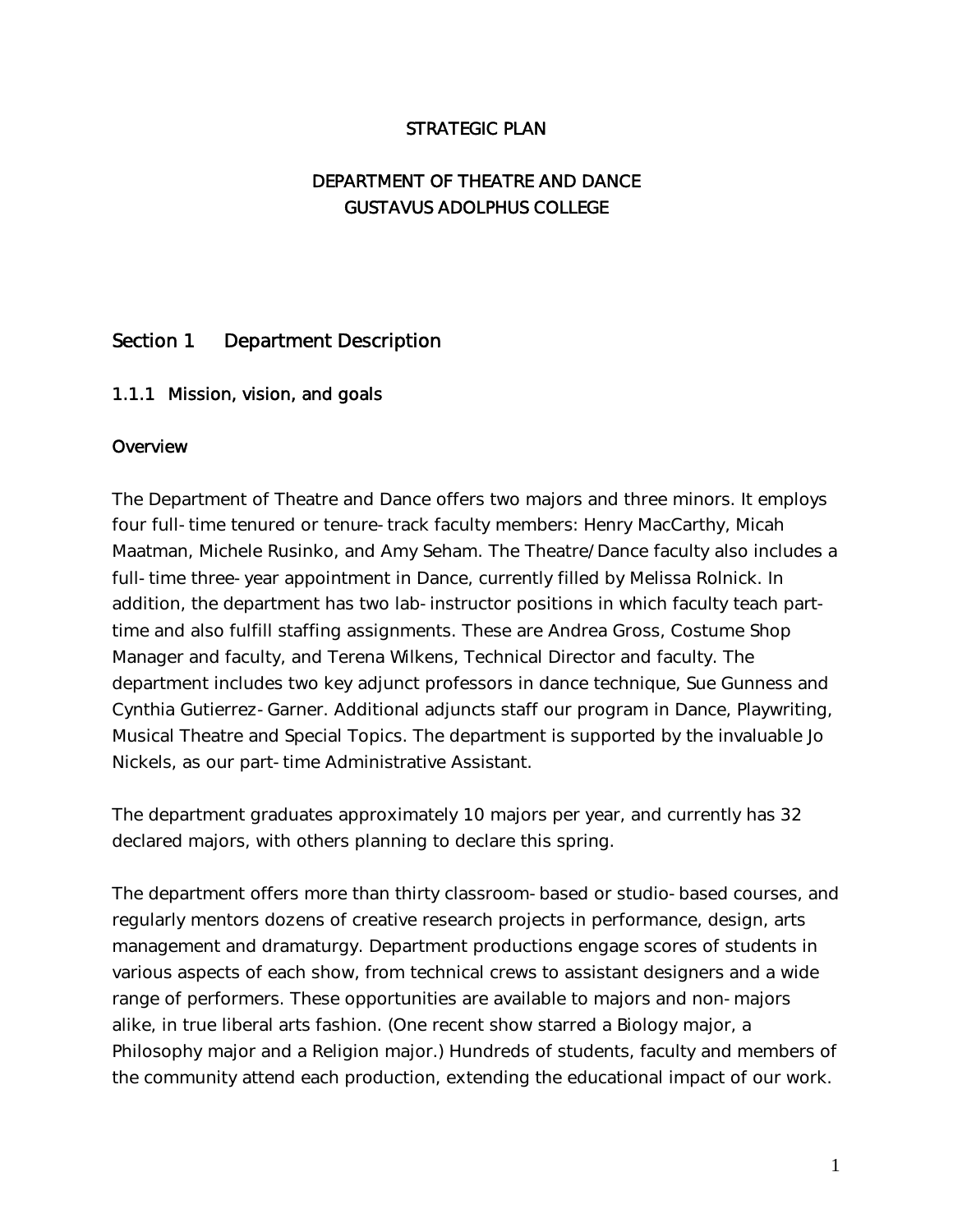# STRATEGIC PLAN

## DEPARTMENT OF THEATRE AND DANCE
## GUSTAVUS ADOLPHUS COLLEGE

## Section 1 Department Description

### 1.1.1 Mission, vision, and goals

#### Overview

The Department of Theatre and Dance offers two majors and three minors. It employs four full-time tenured or tenure-track faculty members: Henry MacCarthy, Micah Maatman, Michele Rusinko, and Amy Seham. The Theatre/Dance faculty also includes a full-time three-year appointment in Dance, currently filled by Melissa Rolnick. In addition, the department has two lab-instructor positions in which faculty teach part-time and also fulfill staffing assignments. These are Andrea Gross, Costume Shop Manager and faculty, and Terena Wilkens, Technical Director and faculty. The department includes two key adjunct professors in dance technique, Sue Gunness and Cynthia Gutierrez-Garner. Additional adjuncts staff our program in Dance, Playwriting, Musical Theatre and Special Topics. The department is supported by the invaluable Jo Nickels, as our part-time Administrative Assistant.

The department graduates approximately 10 majors per year, and currently has 32 declared majors, with others planning to declare this spring.

The department offers more than thirty classroom-based or studio-based courses, and regularly mentors dozens of creative research projects in performance, design, arts management and dramaturgy. Department productions engage scores of students in various aspects of each show, from technical crews to assistant designers and a wide range of performers. These opportunities are available to majors and non-majors alike, in true liberal arts fashion. (One recent show starred a Biology major, a Philosophy major and a Religion major.) Hundreds of students, faculty and members of the community attend each production, extending the educational impact of our work.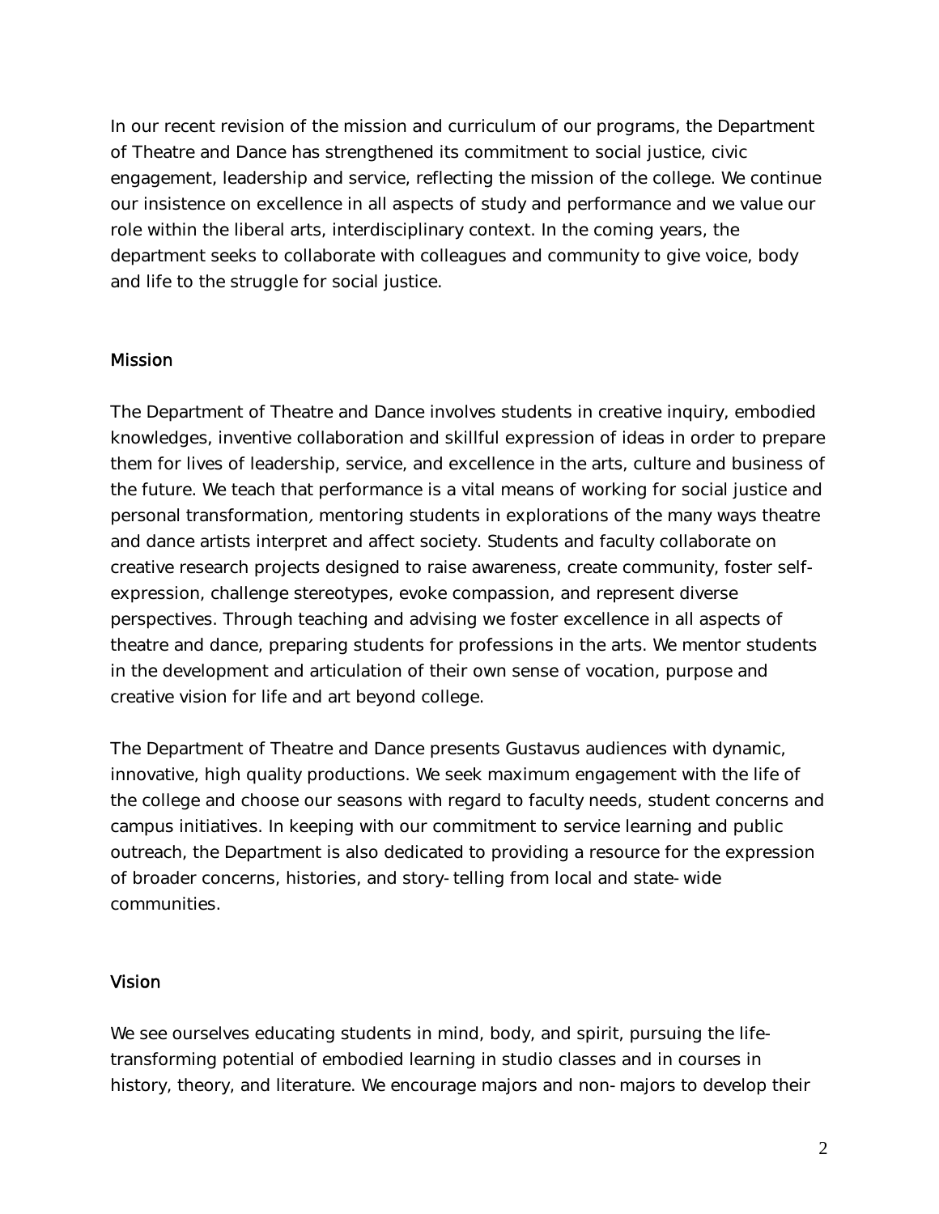In our recent revision of the mission and curriculum of our programs, the Department of Theatre and Dance has strengthened its commitment to social justice, civic engagement, leadership and service, reflecting the mission of the college. We continue our insistence on excellence in all aspects of study and performance and we value our role within the liberal arts, interdisciplinary context. In the coming years, the department seeks to collaborate with colleagues and community to give voice, body and life to the struggle for social justice.

## Mission

The Department of Theatre and Dance involves students in creative inquiry, embodied knowledges, inventive collaboration and skillful expression of ideas in order to prepare them for lives of leadership, service, and excellence in the arts, culture and business of the future. We teach that performance is a vital means of working for social justice and personal transformation*,* mentoring students in explorations of the many ways theatre and dance artists interpret and affect society. Students and faculty collaborate on creative research projects designed to raise awareness, create community, foster self-expression, challenge stereotypes, evoke compassion, and represent diverse perspectives. Through teaching and advising we foster excellence in all aspects of theatre and dance, preparing students for professions in the arts. We mentor students in the development and articulation of their own sense of vocation, purpose and creative vision for life and art beyond college.

The Department of Theatre and Dance presents Gustavus audiences with dynamic, innovative, high quality productions. We seek maximum engagement with the life of the college and choose our seasons with regard to faculty needs, student concerns and campus initiatives. In keeping with our commitment to service learning and public outreach, the Department is also dedicated to providing a resource for the expression of broader concerns, histories, and story-telling from local and state-wide communities.

## Vision

We see ourselves educating students in mind, body, and spirit, pursuing the life-transforming potential of embodied learning in studio classes and in courses in history, theory, and literature. We encourage majors and non-majors to develop their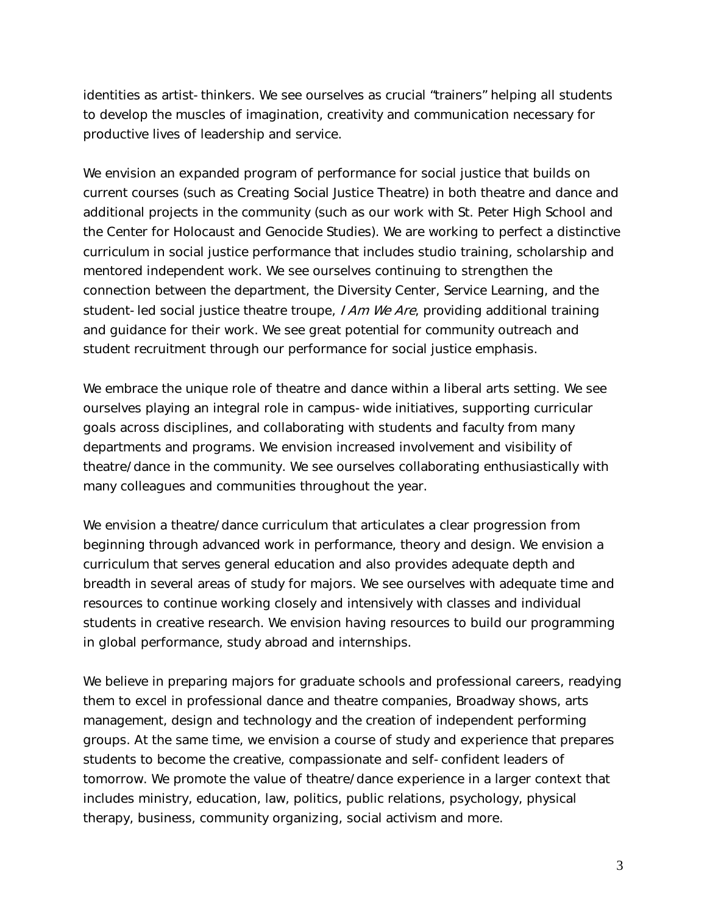identities as artist-thinkers. We see ourselves as crucial "trainers" helping all students to develop the muscles of imagination, creativity and communication necessary for productive lives of leadership and service.

We envision an expanded program of performance for social justice that builds on current courses (such as Creating Social Justice Theatre) in both theatre and dance and additional projects in the community (such as our work with St. Peter High School and the Center for Holocaust and Genocide Studies). We are working to perfect a distinctive curriculum in social justice performance that includes studio training, scholarship and mentored independent work. We see ourselves continuing to strengthen the connection between the department, the Diversity Center, Service Learning, and the student-led social justice theatre troupe, *I Am We Are*, providing additional training and guidance for their work. We see great potential for community outreach and student recruitment through our performance for social justice emphasis.

We embrace the unique role of theatre and dance within a liberal arts setting. We see ourselves playing an integral role in campus-wide initiatives, supporting curricular goals across disciplines, and collaborating with students and faculty from many departments and programs. We envision increased involvement and visibility of theatre/dance in the community. We see ourselves collaborating enthusiastically with many colleagues and communities throughout the year.

We envision a theatre/dance curriculum that articulates a clear progression from beginning through advanced work in performance, theory and design. We envision a curriculum that serves general education and also provides adequate depth and breadth in several areas of study for majors. We see ourselves with adequate time and resources to continue working closely and intensively with classes and individual students in creative research. We envision having resources to build our programming in global performance, study abroad and internships.

We believe in preparing majors for graduate schools and professional careers, readying them to excel in professional dance and theatre companies, Broadway shows, arts management, design and technology and the creation of independent performing groups. At the same time, we envision a course of study and experience that prepares students to become the creative, compassionate and self-confident leaders of tomorrow. We promote the value of theatre/dance experience in a larger context that includes ministry, education, law, politics, public relations, psychology, physical therapy, business, community organizing, social activism and more.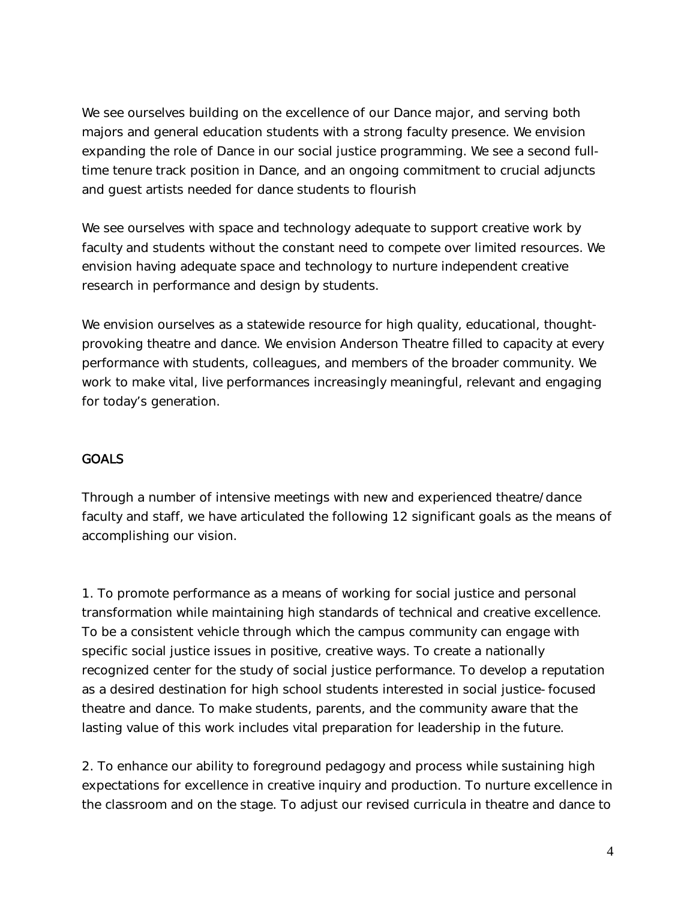We see ourselves building on the excellence of our Dance major, and serving both majors and general education students with a strong faculty presence. We envision expanding the role of Dance in our social justice programming. We see a second full-time tenure track position in Dance, and an ongoing commitment to crucial adjuncts and guest artists needed for dance students to flourish

We see ourselves with space and technology adequate to support creative work by faculty and students without the constant need to compete over limited resources. We envision having adequate space and technology to nurture independent creative research in performance and design by students.

We envision ourselves as a statewide resource for high quality, educational, thought-provoking theatre and dance. We envision Anderson Theatre filled to capacity at every performance with students, colleagues, and members of the broader community. We work to make vital, live performances increasingly meaningful, relevant and engaging for today's generation.

## GOALS

Through a number of intensive meetings with new and experienced theatre/dance faculty and staff, we have articulated the following 12 significant goals as the means of accomplishing our vision.

1. To promote performance as a means of working for social justice and personal transformation while maintaining high standards of technical and creative excellence. To be a consistent vehicle through which the campus community can engage with specific social justice issues in positive, creative ways. To create a nationally recognized center for the study of social justice performance. To develop a reputation as a desired destination for high school students interested in social justice-focused theatre and dance. To make students, parents, and the community aware that the lasting value of this work includes vital preparation for leadership in the future.

2. To enhance our ability to foreground pedagogy and process while sustaining high expectations for excellence in creative inquiry and production. To nurture excellence in the classroom and on the stage. To adjust our revised curricula in theatre and dance to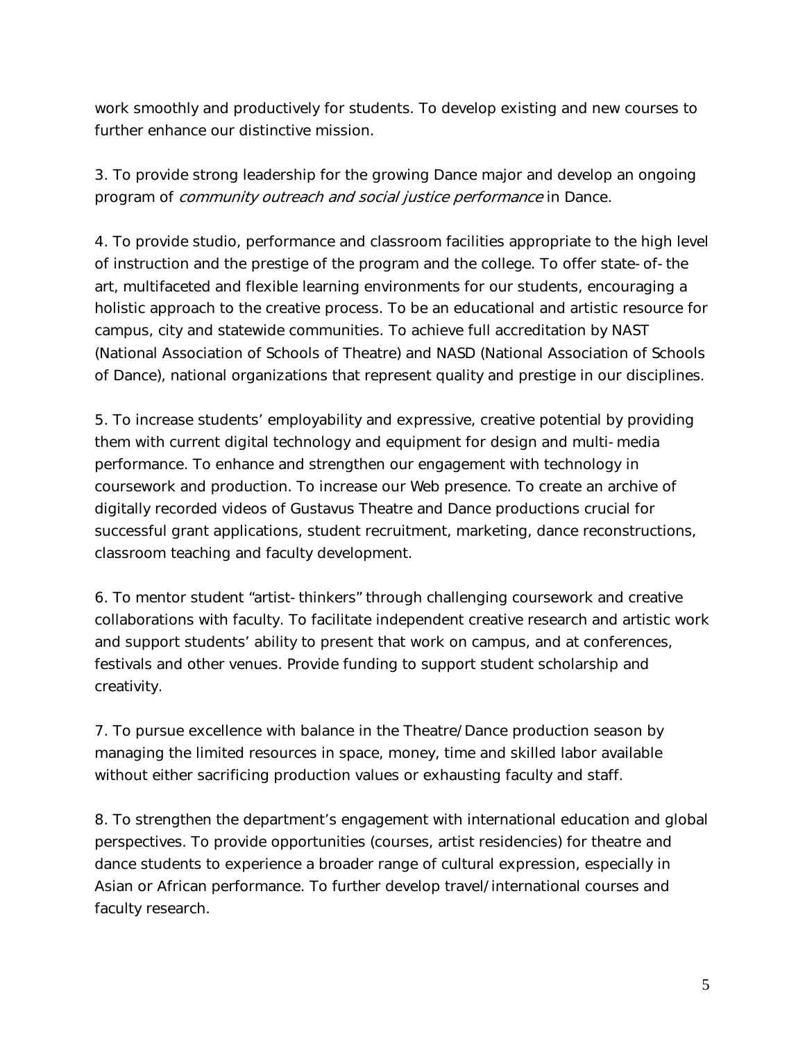work smoothly and productively for students. To develop existing and new courses to further enhance our distinctive mission.

3. To provide strong leadership for the growing Dance major and develop an ongoing program of *community outreach and social justice performance* in Dance.

4. To provide studio, performance and classroom facilities appropriate to the high level of instruction and the prestige of the program and the college. To offer state-of-the art, multifaceted and flexible learning environments for our students, encouraging a holistic approach to the creative process. To be an educational and artistic resource for campus, city and statewide communities. To achieve full accreditation by NAST (National Association of Schools of Theatre) and NASD (National Association of Schools of Dance), national organizations that represent quality and prestige in our disciplines.

5. To increase students' employability and expressive, creative potential by providing them with current digital technology and equipment for design and multi-media performance. To enhance and strengthen our engagement with technology in coursework and production. To increase our Web presence. To create an archive of digitally recorded videos of Gustavus Theatre and Dance productions crucial for successful grant applications, student recruitment, marketing, dance reconstructions, classroom teaching and faculty development.

6. To mentor student "artist-thinkers" through challenging coursework and creative collaborations with faculty. To facilitate independent creative research and artistic work and support students' ability to present that work on campus, and at conferences, festivals and other venues. Provide funding to support student scholarship and creativity.

7. To pursue excellence with balance in the Theatre/Dance production season by managing the limited resources in space, money, time and skilled labor available without either sacrificing production values or exhausting faculty and staff.

8. To strengthen the department's engagement with international education and global perspectives. To provide opportunities (courses, artist residencies) for theatre and dance students to experience a broader range of cultural expression, especially in Asian or African performance. To further develop travel/international courses and faculty research.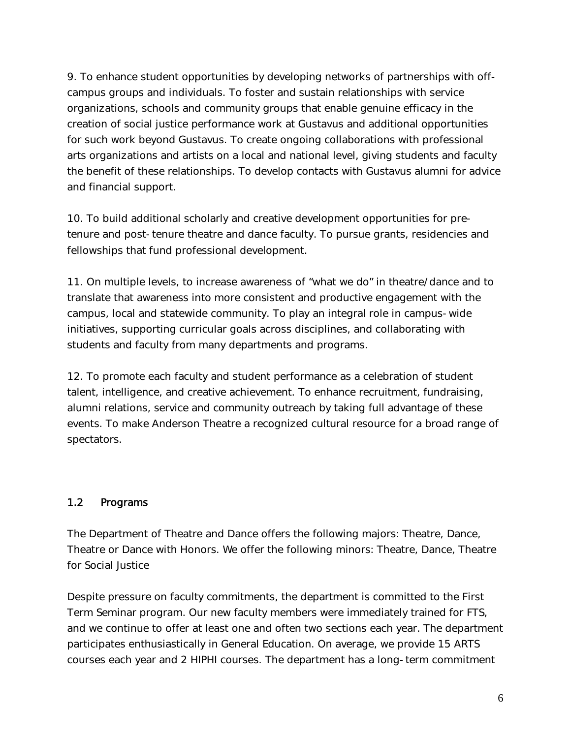9. To enhance student opportunities by developing networks of partnerships with off-campus groups and individuals. To foster and sustain relationships with service organizations, schools and community groups that enable genuine efficacy in the creation of social justice performance work at Gustavus and additional opportunities for such work beyond Gustavus. To create ongoing collaborations with professional arts organizations and artists on a local and national level, giving students and faculty the benefit of these relationships. To develop contacts with Gustavus alumni for advice and financial support.

10. To build additional scholarly and creative development opportunities for pre-tenure and post-tenure theatre and dance faculty. To pursue grants, residencies and fellowships that fund professional development.

11. On multiple levels, to increase awareness of "what we do" in theatre/dance and to translate that awareness into more consistent and productive engagement with the campus, local and statewide community. To play an integral role in campus-wide initiatives, supporting curricular goals across disciplines, and collaborating with students and faculty from many departments and programs.

12. To promote each faculty and student performance as a celebration of student talent, intelligence, and creative achievement. To enhance recruitment, fundraising, alumni relations, service and community outreach by taking full advantage of these events. To make Anderson Theatre a recognized cultural resource for a broad range of spectators.

## 1.2 Programs

The Department of Theatre and Dance offers the following majors: Theatre, Dance, Theatre or Dance with Honors. We offer the following minors: Theatre, Dance, Theatre for Social Justice

Despite pressure on faculty commitments, the department is committed to the First Term Seminar program. Our new faculty members were immediately trained for FTS, and we continue to offer at least one and often two sections each year. The department participates enthusiastically in General Education. On average, we provide 15 ARTS courses each year and 2 HIPHI courses. The department has a long-term commitment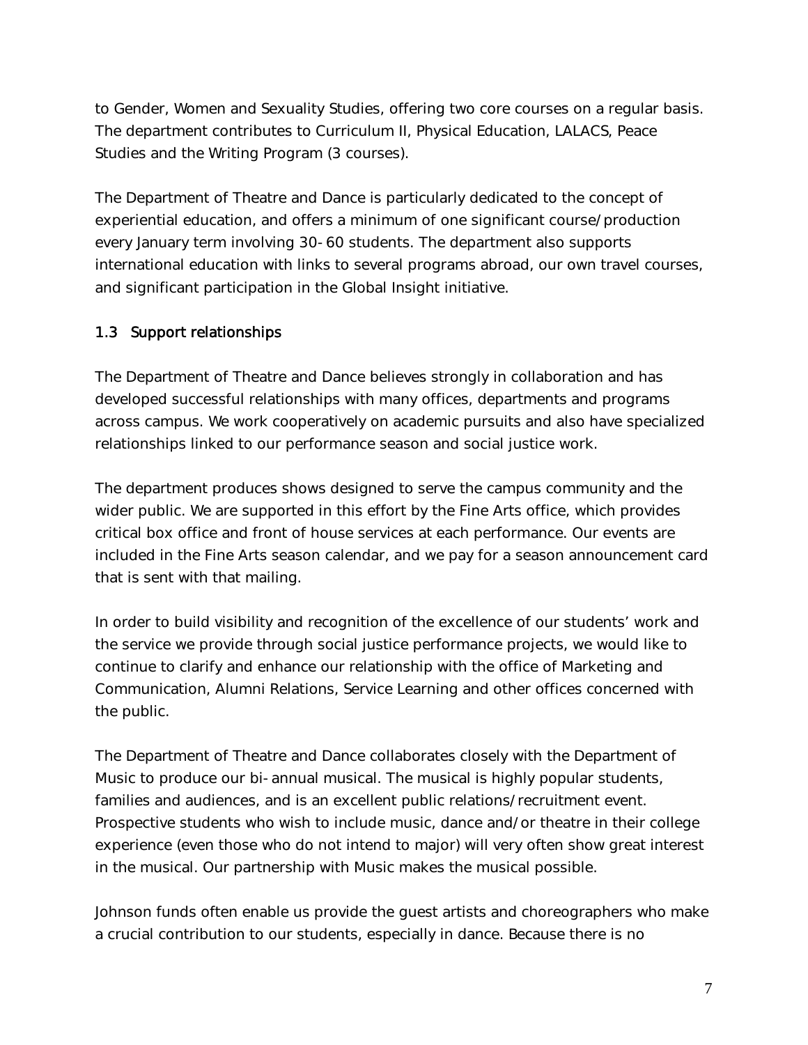to Gender, Women and Sexuality Studies, offering two core courses on a regular basis. The department contributes to Curriculum II, Physical Education, LALACS, Peace Studies and the Writing Program (3 courses).

The Department of Theatre and Dance is particularly dedicated to the concept of experiential education, and offers a minimum of one significant course/production every January term involving 30-60 students. The department also supports international education with links to several programs abroad, our own travel courses, and significant participation in the Global Insight initiative.

### 1.3 Support relationships

The Department of Theatre and Dance believes strongly in collaboration and has developed successful relationships with many offices, departments and programs across campus. We work cooperatively on academic pursuits and also have specialized relationships linked to our performance season and social justice work.

The department produces shows designed to serve the campus community and the wider public. We are supported in this effort by the Fine Arts office, which provides critical box office and front of house services at each performance. Our events are included in the Fine Arts season calendar, and we pay for a season announcement card that is sent with that mailing.

In order to build visibility and recognition of the excellence of our students' work and the service we provide through social justice performance projects, we would like to continue to clarify and enhance our relationship with the office of Marketing and Communication, Alumni Relations, Service Learning and other offices concerned with the public.

The Department of Theatre and Dance collaborates closely with the Department of Music to produce our bi-annual musical. The musical is highly popular students, families and audiences, and is an excellent public relations/recruitment event. Prospective students who wish to include music, dance and/or theatre in their college experience (even those who do not intend to major) will very often show great interest in the musical. Our partnership with Music makes the musical possible.

Johnson funds often enable us provide the guest artists and choreographers who make a crucial contribution to our students, especially in dance. Because there is no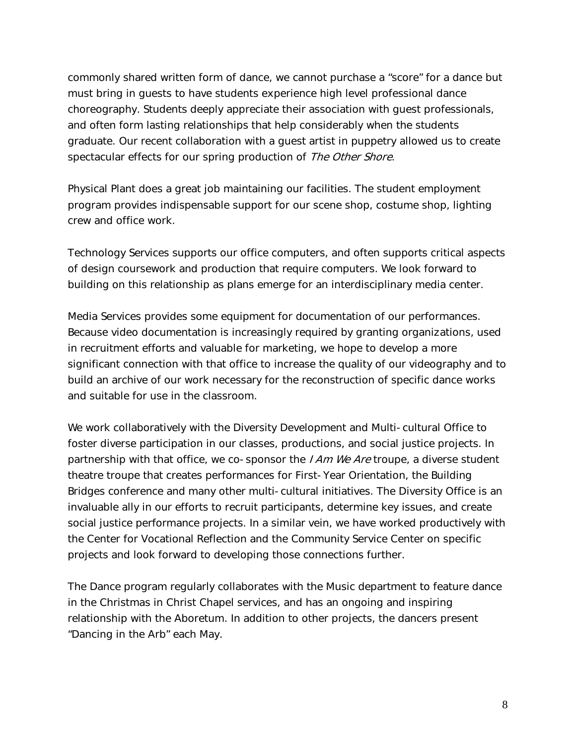commonly shared written form of dance, we cannot purchase a "score" for a dance but must bring in guests to have students experience high level professional dance choreography. Students deeply appreciate their association with guest professionals, and often form lasting relationships that help considerably when the students graduate. Our recent collaboration with a guest artist in puppetry allowed us to create spectacular effects for our spring production of *The Other Shore*.

Physical Plant does a great job maintaining our facilities. The student employment program provides indispensable support for our scene shop, costume shop, lighting crew and office work.

Technology Services supports our office computers, and often supports critical aspects of design coursework and production that require computers. We look forward to building on this relationship as plans emerge for an interdisciplinary media center.

Media Services provides some equipment for documentation of our performances. Because video documentation is increasingly required by granting organizations, used in recruitment efforts and valuable for marketing, we hope to develop a more significant connection with that office to increase the quality of our videography and to build an archive of our work necessary for the reconstruction of specific dance works and suitable for use in the classroom.

We work collaboratively with the Diversity Development and Multi-cultural Office to foster diverse participation in our classes, productions, and social justice projects. In partnership with that office, we co-sponsor the *I Am We Are* troupe, a diverse student theatre troupe that creates performances for First-Year Orientation, the Building Bridges conference and many other multi-cultural initiatives. The Diversity Office is an invaluable ally in our efforts to recruit participants, determine key issues, and create social justice performance projects. In a similar vein, we have worked productively with the Center for Vocational Reflection and the Community Service Center on specific projects and look forward to developing those connections further.

The Dance program regularly collaborates with the Music department to feature dance in the Christmas in Christ Chapel services, and has an ongoing and inspiring relationship with the Aboretum. In addition to other projects, the dancers present "Dancing in the Arb" each May.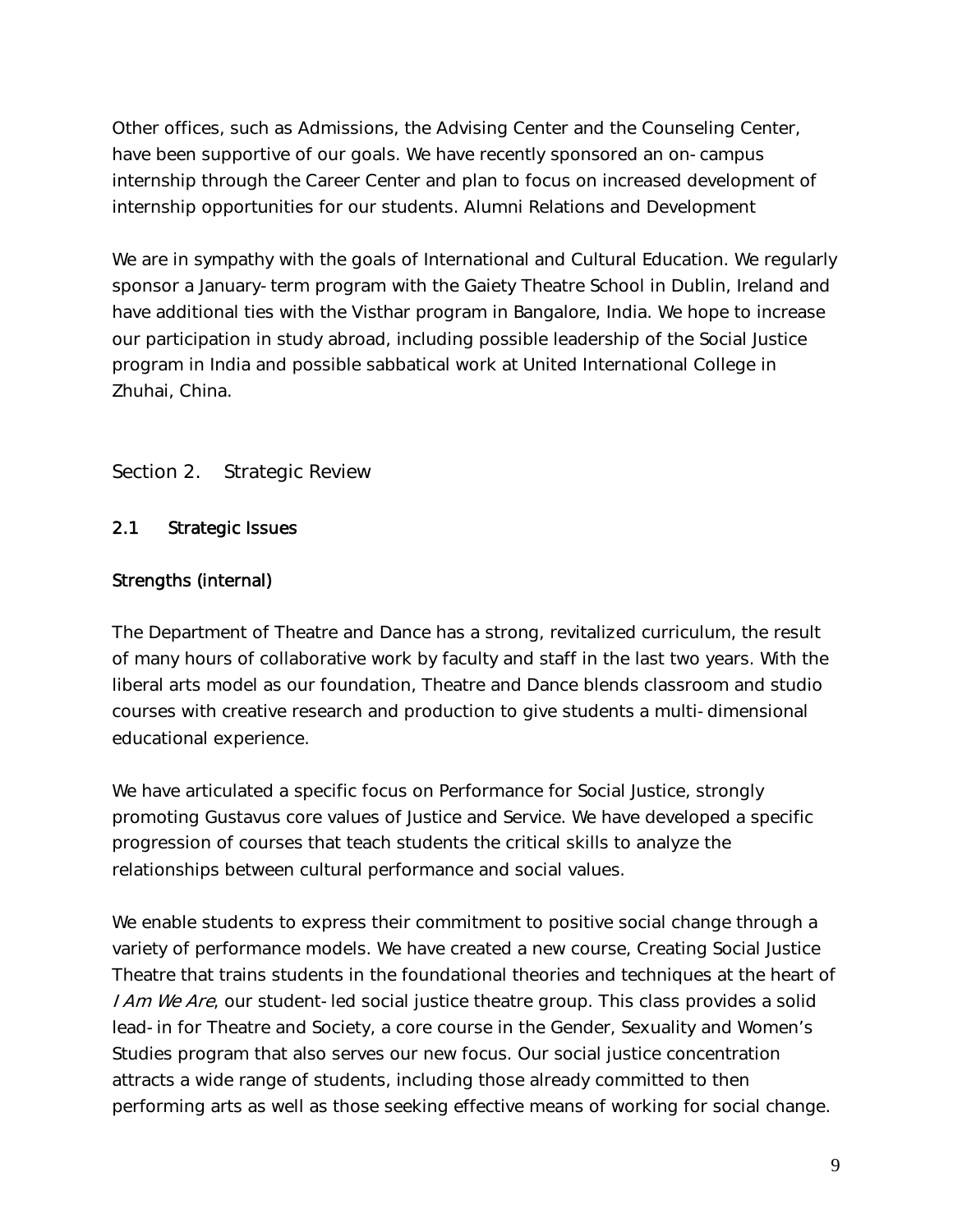Other offices, such as Admissions, the Advising Center and the Counseling Center, have been supportive of our goals. We have recently sponsored an on-campus internship through the Career Center and plan to focus on increased development of internship opportunities for our students. Alumni Relations and Development

We are in sympathy with the goals of International and Cultural Education. We regularly sponsor a January-term program with the Gaiety Theatre School in Dublin, Ireland and have additional ties with the Visthar program in Bangalore, India. We hope to increase our participation in study abroad, including possible leadership of the Social Justice program in India and possible sabbatical work at United International College in Zhuhai, China.

## Section 2. Strategic Review

### 2.1 Strategic Issues

#### Strengths (internal)

The Department of Theatre and Dance has a strong, revitalized curriculum, the result of many hours of collaborative work by faculty and staff in the last two years. With the liberal arts model as our foundation, Theatre and Dance blends classroom and studio courses with creative research and production to give students a multi-dimensional educational experience.

We have articulated a specific focus on Performance for Social Justice, strongly promoting Gustavus core values of Justice and Service. We have developed a specific progression of courses that teach students the critical skills to analyze the relationships between cultural performance and social values.

We enable students to express their commitment to positive social change through a variety of performance models. We have created a new course, Creating Social Justice Theatre that trains students in the foundational theories and techniques at the heart of *I Am We Are*, our student-led social justice theatre group. This class provides a solid lead-in for Theatre and Society, a core course in the Gender, Sexuality and Women's Studies program that also serves our new focus. Our social justice concentration attracts a wide range of students, including those already committed to then performing arts as well as those seeking effective means of working for social change.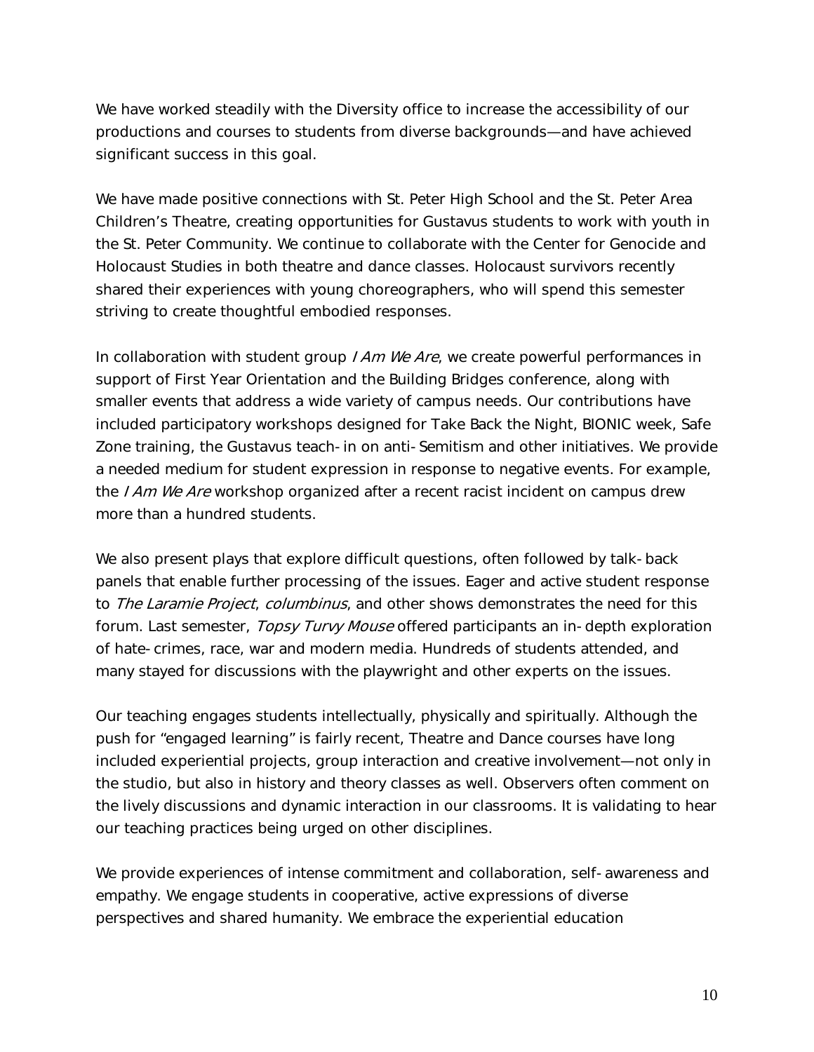We have worked steadily with the Diversity office to increase the accessibility of our productions and courses to students from diverse backgrounds—and have achieved significant success in this goal.

We have made positive connections with St. Peter High School and the St. Peter Area Children's Theatre, creating opportunities for Gustavus students to work with youth in the St. Peter Community. We continue to collaborate with the Center for Genocide and Holocaust Studies in both theatre and dance classes. Holocaust survivors recently shared their experiences with young choreographers, who will spend this semester striving to create thoughtful embodied responses.

In collaboration with student group *I Am We Are*, we create powerful performances in support of First Year Orientation and the Building Bridges conference, along with smaller events that address a wide variety of campus needs. Our contributions have included participatory workshops designed for Take Back the Night, BIONIC week, Safe Zone training, the Gustavus teach-in on anti-Semitism and other initiatives. We provide a needed medium for student expression in response to negative events. For example, the *I Am We Are* workshop organized after a recent racist incident on campus drew more than a hundred students.

We also present plays that explore difficult questions, often followed by talk-back panels that enable further processing of the issues. Eager and active student response to *The Laramie Project*, *columbinus*, and other shows demonstrates the need for this forum. Last semester, *Topsy Turvy Mouse* offered participants an in-depth exploration of hate-crimes, race, war and modern media. Hundreds of students attended, and many stayed for discussions with the playwright and other experts on the issues.

Our teaching engages students intellectually, physically and spiritually. Although the push for "engaged learning" is fairly recent, Theatre and Dance courses have long included experiential projects, group interaction and creative involvement—not only in the studio, but also in history and theory classes as well. Observers often comment on the lively discussions and dynamic interaction in our classrooms. It is validating to hear our teaching practices being urged on other disciplines.

We provide experiences of intense commitment and collaboration, self-awareness and empathy. We engage students in cooperative, active expressions of diverse perspectives and shared humanity. We embrace the experiential education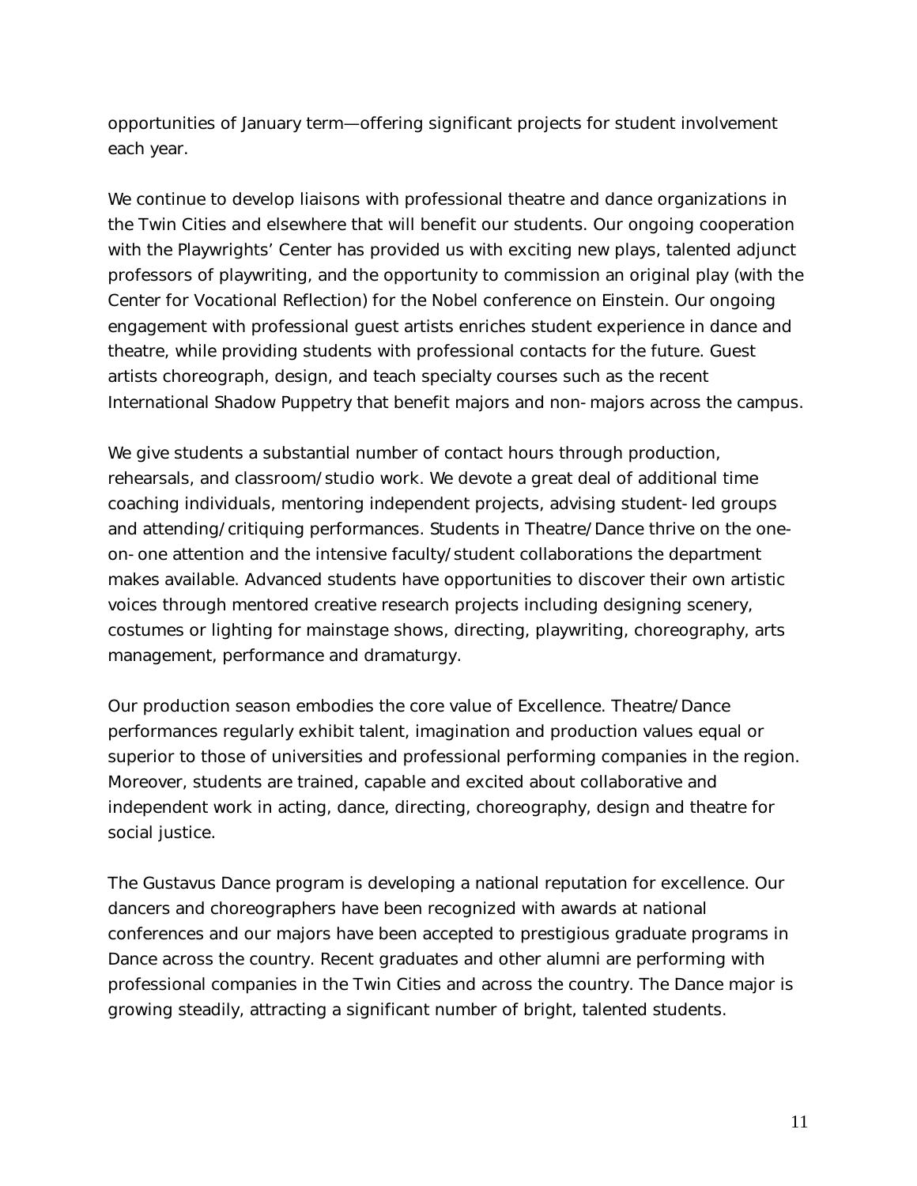opportunities of January term—offering significant projects for student involvement each year.

We continue to develop liaisons with professional theatre and dance organizations in the Twin Cities and elsewhere that will benefit our students. Our ongoing cooperation with the Playwrights' Center has provided us with exciting new plays, talented adjunct professors of playwriting, and the opportunity to commission an original play (with the Center for Vocational Reflection) for the Nobel conference on Einstein. Our ongoing engagement with professional guest artists enriches student experience in dance and theatre, while providing students with professional contacts for the future. Guest artists choreograph, design, and teach specialty courses such as the recent International Shadow Puppetry that benefit majors and non-majors across the campus.

We give students a substantial number of contact hours through production, rehearsals, and classroom/studio work. We devote a great deal of additional time coaching individuals, mentoring independent projects, advising student-led groups and attending/critiquing performances. Students in Theatre/Dance thrive on the one-on-one attention and the intensive faculty/student collaborations the department makes available. Advanced students have opportunities to discover their own artistic voices through mentored creative research projects including designing scenery, costumes or lighting for mainstage shows, directing, playwriting, choreography, arts management, performance and dramaturgy.

Our production season embodies the core value of Excellence. Theatre/Dance performances regularly exhibit talent, imagination and production values equal or superior to those of universities and professional performing companies in the region. Moreover, students are trained, capable and excited about collaborative and independent work in acting, dance, directing, choreography, design and theatre for social justice.

The Gustavus Dance program is developing a national reputation for excellence. Our dancers and choreographers have been recognized with awards at national conferences and our majors have been accepted to prestigious graduate programs in Dance across the country. Recent graduates and other alumni are performing with professional companies in the Twin Cities and across the country. The Dance major is growing steadily, attracting a significant number of bright, talented students.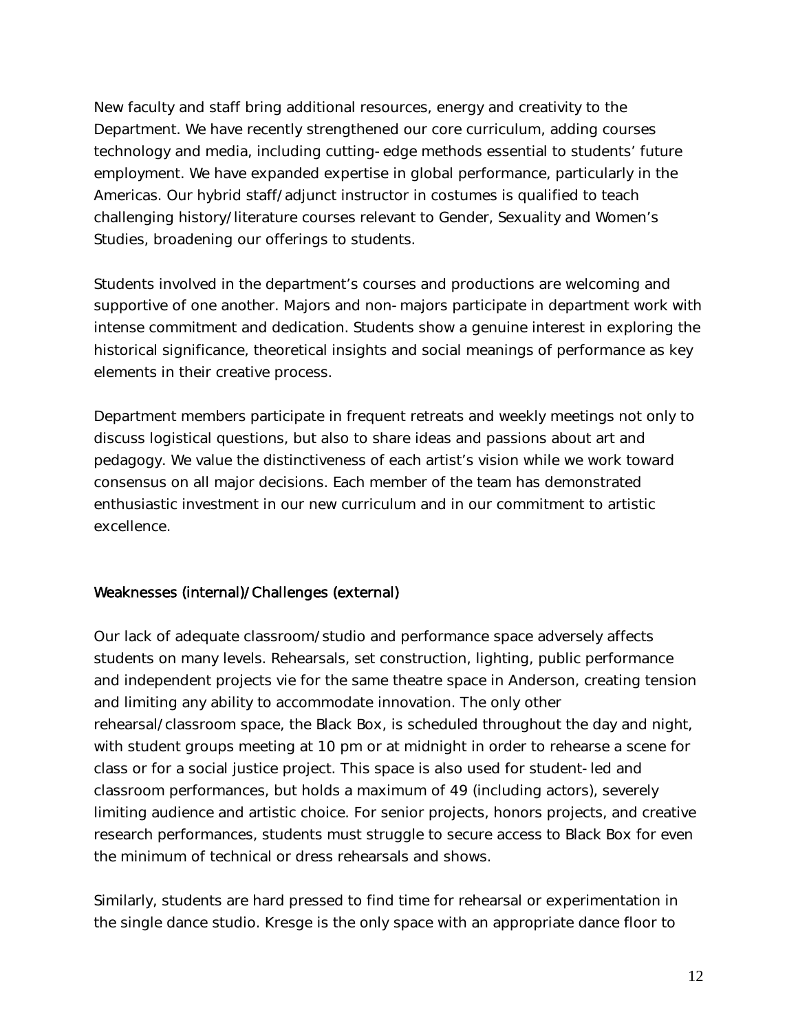New faculty and staff bring additional resources, energy and creativity to the Department. We have recently strengthened our core curriculum, adding courses technology and media, including cutting-edge methods essential to students' future employment. We have expanded expertise in global performance, particularly in the Americas. Our hybrid staff/adjunct instructor in costumes is qualified to teach challenging history/literature courses relevant to Gender, Sexuality and Women's Studies, broadening our offerings to students.

Students involved in the department's courses and productions are welcoming and supportive of one another. Majors and non-majors participate in department work with intense commitment and dedication. Students show a genuine interest in exploring the historical significance, theoretical insights and social meanings of performance as key elements in their creative process.

Department members participate in frequent retreats and weekly meetings not only to discuss logistical questions, but also to share ideas and passions about art and pedagogy. We value the distinctiveness of each artist's vision while we work toward consensus on all major decisions. Each member of the team has demonstrated enthusiastic investment in our new curriculum and in our commitment to artistic excellence.

### Weaknesses (internal)/Challenges (external)

Our lack of adequate classroom/studio and performance space adversely affects students on many levels. Rehearsals, set construction, lighting, public performance and independent projects vie for the same theatre space in Anderson, creating tension and limiting any ability to accommodate innovation. The only other rehearsal/classroom space, the Black Box, is scheduled throughout the day and night, with student groups meeting at 10 pm or at midnight in order to rehearse a scene for class or for a social justice project. This space is also used for student-led and classroom performances, but holds a maximum of 49 (including actors), severely limiting audience and artistic choice. For senior projects, honors projects, and creative research performances, students must struggle to secure access to Black Box for even the minimum of technical or dress rehearsals and shows.

Similarly, students are hard pressed to find time for rehearsal or experimentation in the single dance studio. Kresge is the only space with an appropriate dance floor to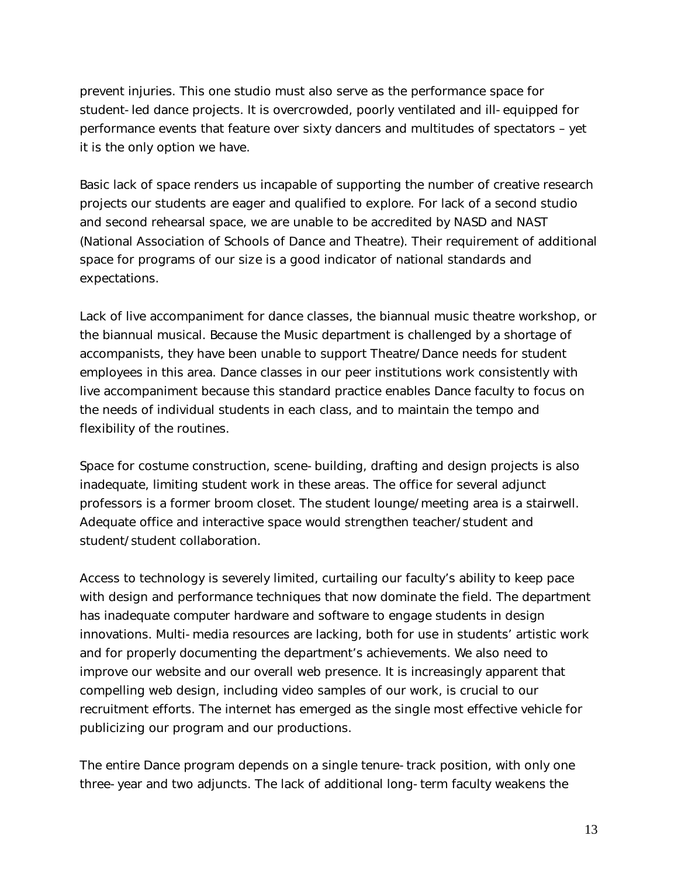prevent injuries. This one studio must also serve as the performance space for student-led dance projects. It is overcrowded, poorly ventilated and ill-equipped for performance events that feature over sixty dancers and multitudes of spectators – yet it is the only option we have.

Basic lack of space renders us incapable of supporting the number of creative research projects our students are eager and qualified to explore. For lack of a second studio and second rehearsal space, we are unable to be accredited by NASD and NAST (National Association of Schools of Dance and Theatre). Their requirement of additional space for programs of our size is a good indicator of national standards and expectations.

Lack of live accompaniment for dance classes, the biannual music theatre workshop, or the biannual musical. Because the Music department is challenged by a shortage of accompanists, they have been unable to support Theatre/Dance needs for student employees in this area. Dance classes in our peer institutions work consistently with live accompaniment because this standard practice enables Dance faculty to focus on the needs of individual students in each class, and to maintain the tempo and flexibility of the routines.

Space for costume construction, scene-building, drafting and design projects is also inadequate, limiting student work in these areas. The office for several adjunct professors is a former broom closet. The student lounge/meeting area is a stairwell. Adequate office and interactive space would strengthen teacher/student and student/student collaboration.

Access to technology is severely limited, curtailing our faculty's ability to keep pace with design and performance techniques that now dominate the field. The department has inadequate computer hardware and software to engage students in design innovations. Multi-media resources are lacking, both for use in students' artistic work and for properly documenting the department's achievements. We also need to improve our website and our overall web presence. It is increasingly apparent that compelling web design, including video samples of our work, is crucial to our recruitment efforts. The internet has emerged as the single most effective vehicle for publicizing our program and our productions.

The entire Dance program depends on a single tenure-track position, with only one three-year and two adjuncts. The lack of additional long-term faculty weakens the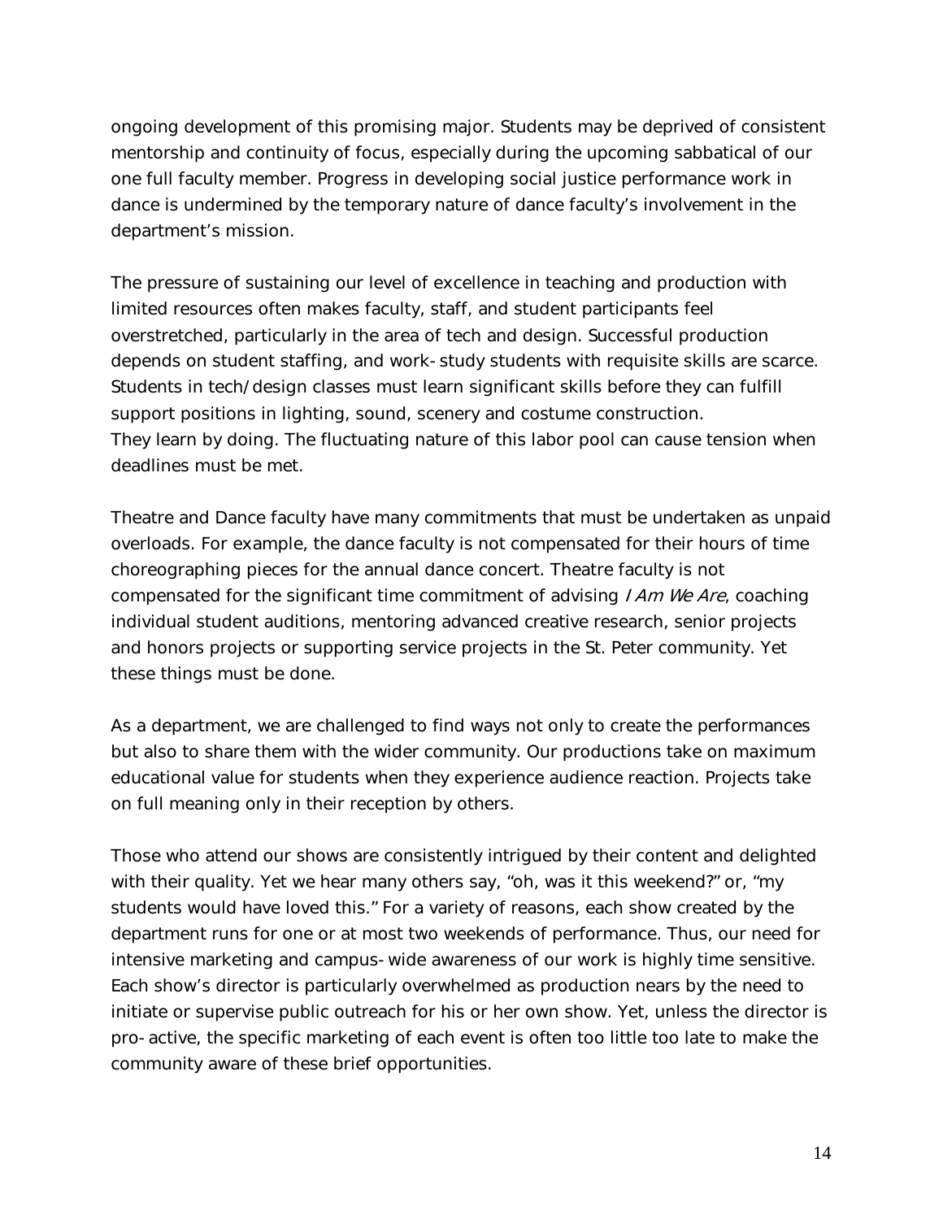ongoing development of this promising major. Students may be deprived of consistent mentorship and continuity of focus, especially during the upcoming sabbatical of our one full faculty member. Progress in developing social justice performance work in dance is undermined by the temporary nature of dance faculty's involvement in the department's mission.

The pressure of sustaining our level of excellence in teaching and production with limited resources often makes faculty, staff, and student participants feel overstretched, particularly in the area of tech and design. Successful production depends on student staffing, and work-study students with requisite skills are scarce. Students in tech/design classes must learn significant skills before they can fulfill support positions in lighting, sound, scenery and costume construction.
They learn by doing. The fluctuating nature of this labor pool can cause tension when deadlines must be met.

Theatre and Dance faculty have many commitments that must be undertaken as unpaid overloads. For example, the dance faculty is not compensated for their hours of time choreographing pieces for the annual dance concert. Theatre faculty is not compensated for the significant time commitment of advising *I Am We Are*, coaching individual student auditions, mentoring advanced creative research, senior projects and honors projects or supporting service projects in the St. Peter community. Yet these things must be done.

As a department, we are challenged to find ways not only to create the performances but also to share them with the wider community. Our productions take on maximum educational value for students when they experience audience reaction. Projects take on full meaning only in their reception by others.

Those who attend our shows are consistently intrigued by their content and delighted with their quality. Yet we hear many others say, "oh, was it this weekend?" or, "my students would have loved this." For a variety of reasons, each show created by the department runs for one or at most two weekends of performance. Thus, our need for intensive marketing and campus-wide awareness of our work is highly time sensitive. Each show's director is particularly overwhelmed as production nears by the need to initiate or supervise public outreach for his or her own show. Yet, unless the director is pro-active, the specific marketing of each event is often too little too late to make the community aware of these brief opportunities.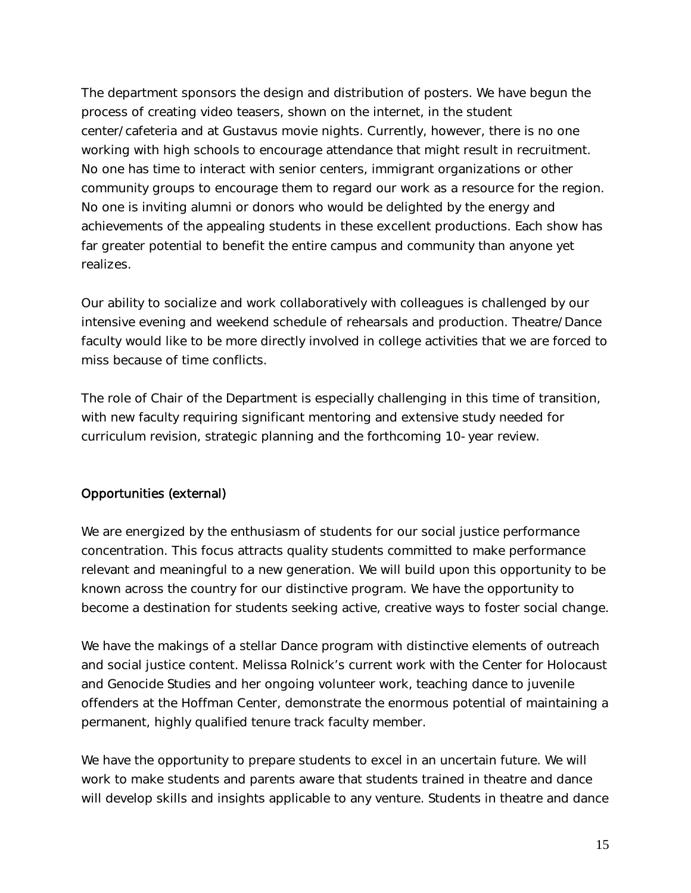The department sponsors the design and distribution of posters. We have begun the process of creating video teasers, shown on the internet, in the student center/cafeteria and at Gustavus movie nights. Currently, however, there is no one working with high schools to encourage attendance that might result in recruitment. No one has time to interact with senior centers, immigrant organizations or other community groups to encourage them to regard our work as a resource for the region. No one is inviting alumni or donors who would be delighted by the energy and achievements of the appealing students in these excellent productions. Each show has far greater potential to benefit the entire campus and community than anyone yet realizes.

Our ability to socialize and work collaboratively with colleagues is challenged by our intensive evening and weekend schedule of rehearsals and production. Theatre/Dance faculty would like to be more directly involved in college activities that we are forced to miss because of time conflicts.

The role of Chair of the Department is especially challenging in this time of transition, with new faculty requiring significant mentoring and extensive study needed for curriculum revision, strategic planning and the forthcoming 10-year review.

## Opportunities (external)

We are energized by the enthusiasm of students for our social justice performance concentration. This focus attracts quality students committed to make performance relevant and meaningful to a new generation. We will build upon this opportunity to be known across the country for our distinctive program. We have the opportunity to become a destination for students seeking active, creative ways to foster social change.

We have the makings of a stellar Dance program with distinctive elements of outreach and social justice content. Melissa Rolnick's current work with the Center for Holocaust and Genocide Studies and her ongoing volunteer work, teaching dance to juvenile offenders at the Hoffman Center, demonstrate the enormous potential of maintaining a permanent, highly qualified tenure track faculty member.

We have the opportunity to prepare students to excel in an uncertain future. We will work to make students and parents aware that students trained in theatre and dance will develop skills and insights applicable to any venture. Students in theatre and dance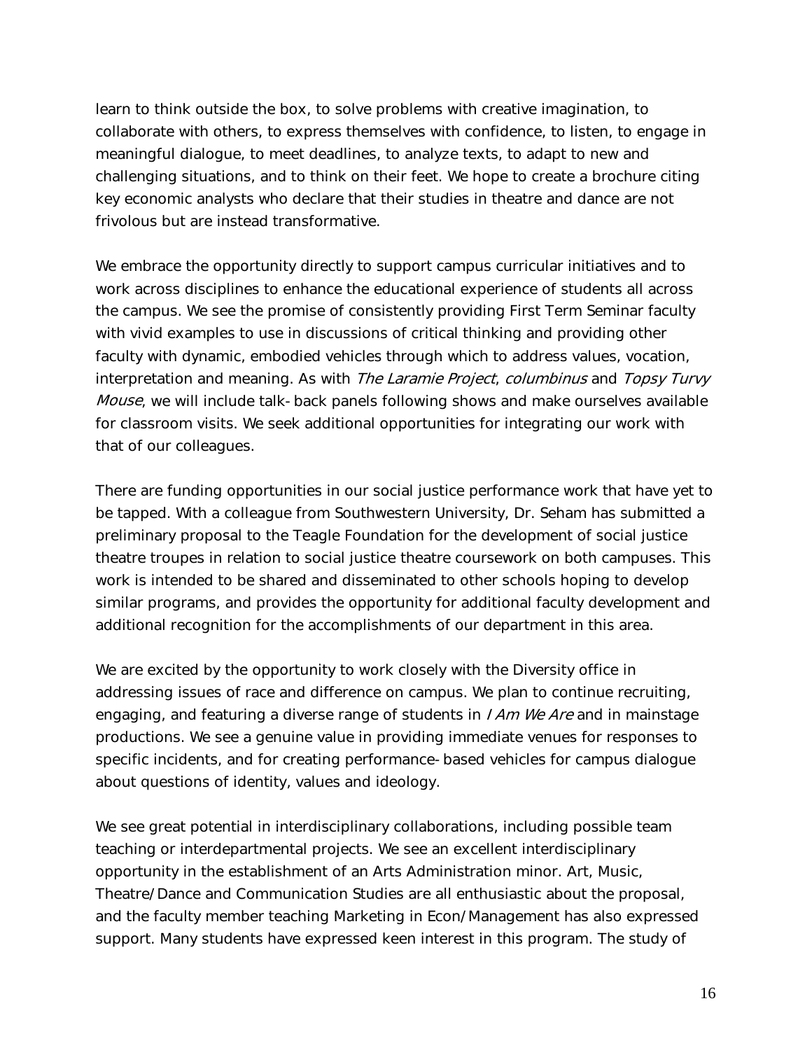learn to think outside the box, to solve problems with creative imagination, to collaborate with others, to express themselves with confidence, to listen, to engage in meaningful dialogue, to meet deadlines, to analyze texts, to adapt to new and challenging situations, and to think on their feet. We hope to create a brochure citing key economic analysts who declare that their studies in theatre and dance are not frivolous but are instead transformative.

We embrace the opportunity directly to support campus curricular initiatives and to work across disciplines to enhance the educational experience of students all across the campus. We see the promise of consistently providing First Term Seminar faculty with vivid examples to use in discussions of critical thinking and providing other faculty with dynamic, embodied vehicles through which to address values, vocation, interpretation and meaning. As with *The Laramie Project*, *columbinus* and *Topsy Turvy Mouse*, we will include talk-back panels following shows and make ourselves available for classroom visits. We seek additional opportunities for integrating our work with that of our colleagues.

There are funding opportunities in our social justice performance work that have yet to be tapped. With a colleague from Southwestern University, Dr. Seham has submitted a preliminary proposal to the Teagle Foundation for the development of social justice theatre troupes in relation to social justice theatre coursework on both campuses. This work is intended to be shared and disseminated to other schools hoping to develop similar programs, and provides the opportunity for additional faculty development and additional recognition for the accomplishments of our department in this area.

We are excited by the opportunity to work closely with the Diversity office in addressing issues of race and difference on campus. We plan to continue recruiting, engaging, and featuring a diverse range of students in *I Am We Are* and in mainstage productions. We see a genuine value in providing immediate venues for responses to specific incidents, and for creating performance-based vehicles for campus dialogue about questions of identity, values and ideology.

We see great potential in interdisciplinary collaborations, including possible team teaching or interdepartmental projects. We see an excellent interdisciplinary opportunity in the establishment of an Arts Administration minor. Art, Music, Theatre/Dance and Communication Studies are all enthusiastic about the proposal, and the faculty member teaching Marketing in Econ/Management has also expressed support. Many students have expressed keen interest in this program. The study of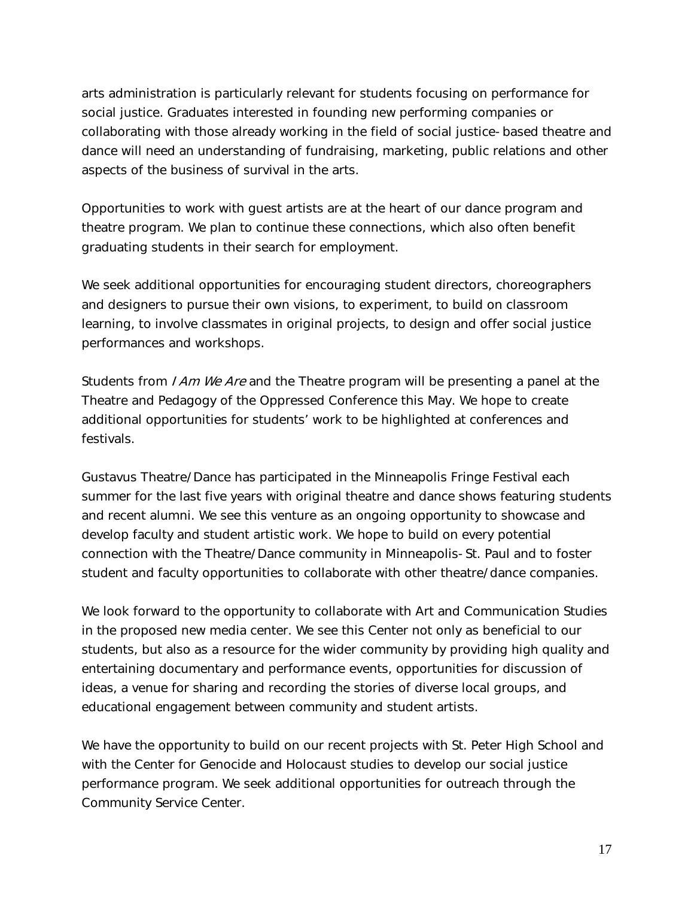arts administration is particularly relevant for students focusing on performance for social justice. Graduates interested in founding new performing companies or collaborating with those already working in the field of social justice-based theatre and dance will need an understanding of fundraising, marketing, public relations and other aspects of the business of survival in the arts.

Opportunities to work with guest artists are at the heart of our dance program and theatre program. We plan to continue these connections, which also often benefit graduating students in their search for employment.

We seek additional opportunities for encouraging student directors, choreographers and designers to pursue their own visions, to experiment, to build on classroom learning, to involve classmates in original projects, to design and offer social justice performances and workshops.

Students from *I Am We Are* and the Theatre program will be presenting a panel at the Theatre and Pedagogy of the Oppressed Conference this May. We hope to create additional opportunities for students' work to be highlighted at conferences and festivals.

Gustavus Theatre/Dance has participated in the Minneapolis Fringe Festival each summer for the last five years with original theatre and dance shows featuring students and recent alumni. We see this venture as an ongoing opportunity to showcase and develop faculty and student artistic work. We hope to build on every potential connection with the Theatre/Dance community in Minneapolis-St. Paul and to foster student and faculty opportunities to collaborate with other theatre/dance companies.

We look forward to the opportunity to collaborate with Art and Communication Studies in the proposed new media center. We see this Center not only as beneficial to our students, but also as a resource for the wider community by providing high quality and entertaining documentary and performance events, opportunities for discussion of ideas, a venue for sharing and recording the stories of diverse local groups, and educational engagement between community and student artists.

We have the opportunity to build on our recent projects with St. Peter High School and with the Center for Genocide and Holocaust studies to develop our social justice performance program. We seek additional opportunities for outreach through the Community Service Center.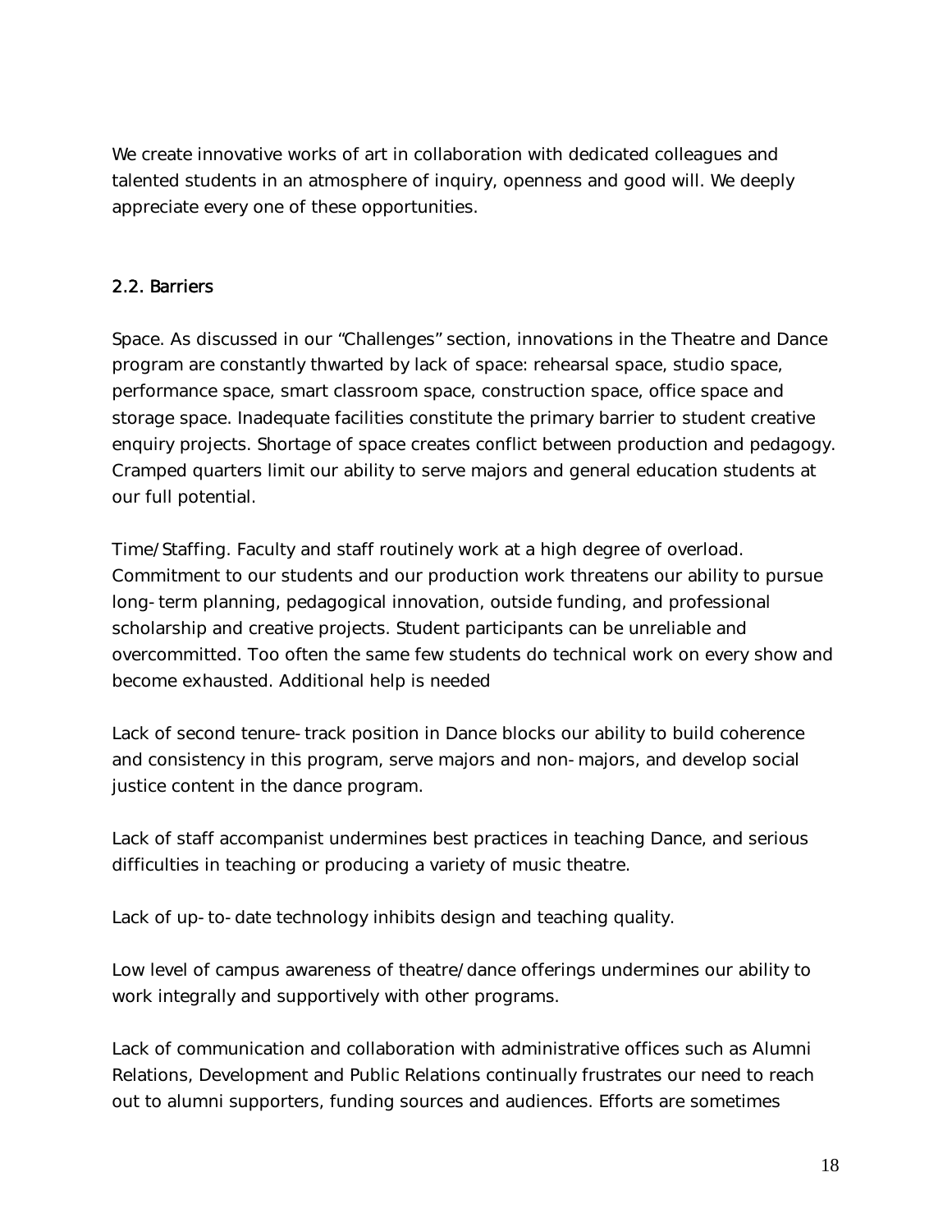We create innovative works of art in collaboration with dedicated colleagues and talented students in an atmosphere of inquiry, openness and good will. We deeply appreciate every one of these opportunities.

## 2.2. Barriers

Space. As discussed in our "Challenges" section, innovations in the Theatre and Dance program are constantly thwarted by lack of space: rehearsal space, studio space, performance space, smart classroom space, construction space, office space and storage space. Inadequate facilities constitute the primary barrier to student creative enquiry projects. Shortage of space creates conflict between production and pedagogy. Cramped quarters limit our ability to serve majors and general education students at our full potential.

Time/Staffing. Faculty and staff routinely work at a high degree of overload. Commitment to our students and our production work threatens our ability to pursue long-term planning, pedagogical innovation, outside funding, and professional scholarship and creative projects. Student participants can be unreliable and overcommitted. Too often the same few students do technical work on every show and become exhausted. Additional help is needed

Lack of second tenure-track position in Dance blocks our ability to build coherence and consistency in this program, serve majors and non-majors, and develop social justice content in the dance program.

Lack of staff accompanist undermines best practices in teaching Dance, and serious difficulties in teaching or producing a variety of music theatre.

Lack of up-to-date technology inhibits design and teaching quality.

Low level of campus awareness of theatre/dance offerings undermines our ability to work integrally and supportively with other programs.

Lack of communication and collaboration with administrative offices such as Alumni Relations, Development and Public Relations continually frustrates our need to reach out to alumni supporters, funding sources and audiences. Efforts are sometimes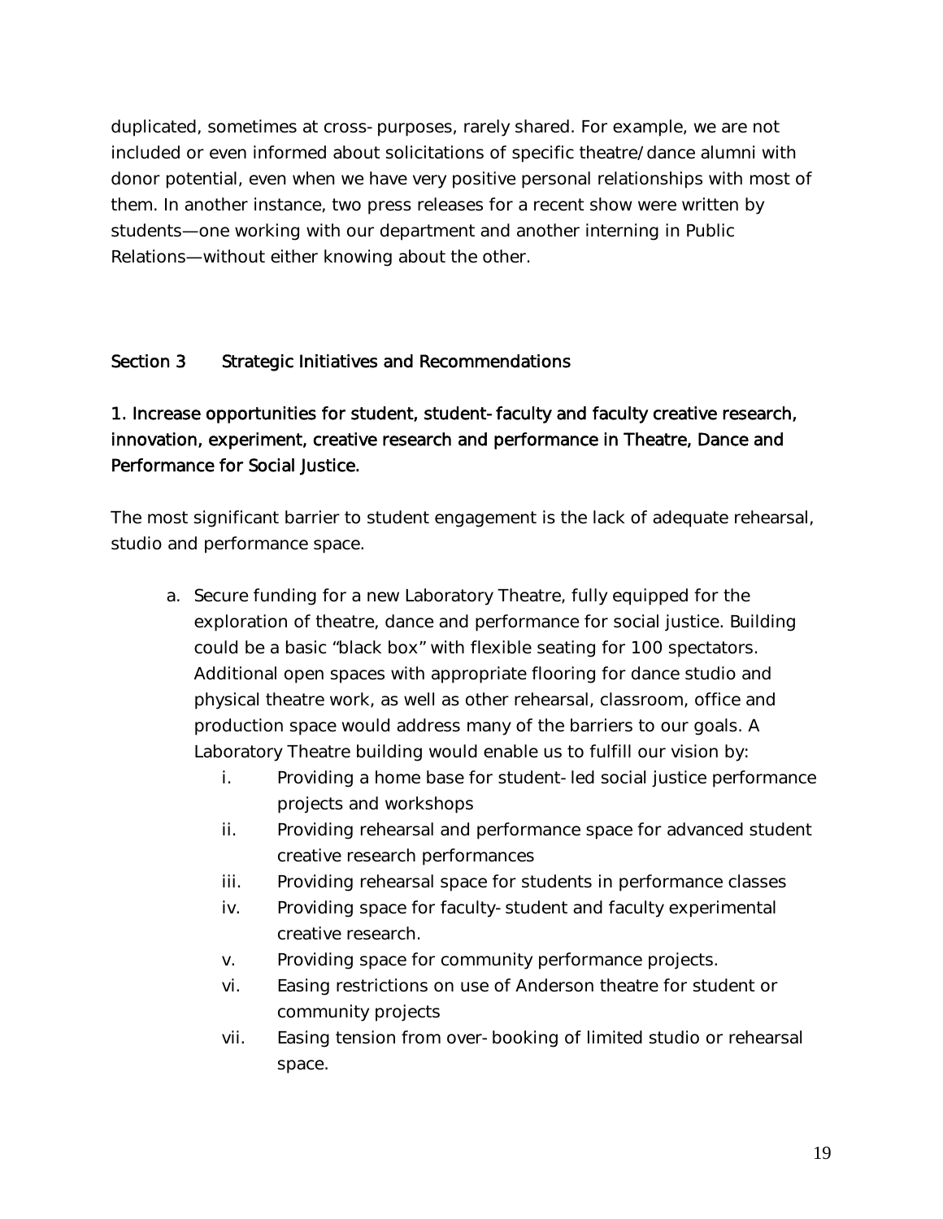duplicated, sometimes at cross-purposes, rarely shared. For example, we are not included or even informed about solicitations of specific theatre/dance alumni with donor potential, even when we have very positive personal relationships with most of them. In another instance, two press releases for a recent show were written by students—one working with our department and another interning in Public Relations—without either knowing about the other.

## Section 3 Strategic Initiatives and Recommendations

### 1. Increase opportunities for student, student-faculty and faculty creative research, innovation, experiment, creative research and performance in Theatre, Dance and Performance for Social Justice.

The most significant barrier to student engagement is the lack of adequate rehearsal, studio and performance space.

a. Secure funding for a new Laboratory Theatre, fully equipped for the exploration of theatre, dance and performance for social justice. Building could be a basic "black box" with flexible seating for 100 spectators. Additional open spaces with appropriate flooring for dance studio and physical theatre work, as well as other rehearsal, classroom, office and production space would address many of the barriers to our goals. A Laboratory Theatre building would enable us to fulfill our vision by:
   - i. Providing a home base for student-led social justice performance projects and workshops
   - ii. Providing rehearsal and performance space for advanced student creative research performances
   - iii. Providing rehearsal space for students in performance classes
   - iv. Providing space for faculty-student and faculty experimental creative research.
   - v. Providing space for community performance projects.
   - vi. Easing restrictions on use of Anderson theatre for student or community projects
   - vii. Easing tension from over-booking of limited studio or rehearsal space.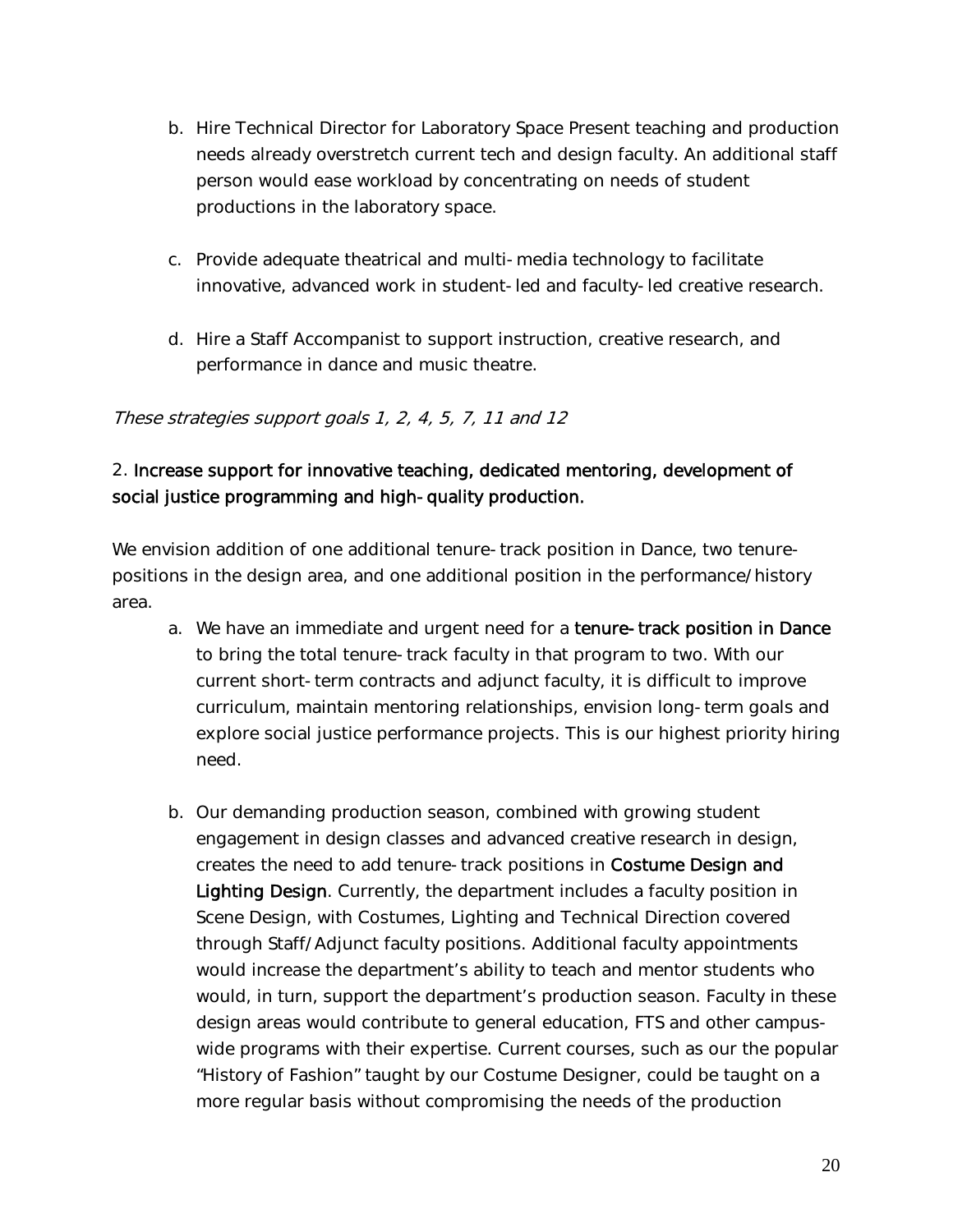b. Hire Technical Director for Laboratory Space Present teaching and production needs already overstretch current tech and design faculty. An additional staff person would ease workload by concentrating on needs of student productions in the laboratory space.

c. Provide adequate theatrical and multi-media technology to facilitate innovative, advanced work in student-led and faculty-led creative research.

d. Hire a Staff Accompanist to support instruction, creative research, and performance in dance and music theatre.

*These strategies support goals 1, 2, 4, 5, 7, 11 and 12*

2. **Increase support for innovative teaching, dedicated mentoring, development of social justice programming and high-quality production.**

We envision addition of one additional tenure-track position in Dance, two tenure-positions in the design area, and one additional position in the performance/history area.

a. We have an immediate and urgent need for a **tenure-track position in Dance** to bring the total tenure-track faculty in that program to two. With our current short-term contracts and adjunct faculty, it is difficult to improve curriculum, maintain mentoring relationships, envision long-term goals and explore social justice performance projects. This is our highest priority hiring need.

b. Our demanding production season, combined with growing student engagement in design classes and advanced creative research in design, creates the need to add tenure-track positions in **Costume Design and Lighting Design**. Currently, the department includes a faculty position in Scene Design, with Costumes, Lighting and Technical Direction covered through Staff/Adjunct faculty positions. Additional faculty appointments would increase the department's ability to teach and mentor students who would, in turn, support the department's production season. Faculty in these design areas would contribute to general education, FTS and other campus-wide programs with their expertise. Current courses, such as our the popular "History of Fashion" taught by our Costume Designer, could be taught on a more regular basis without compromising the needs of the production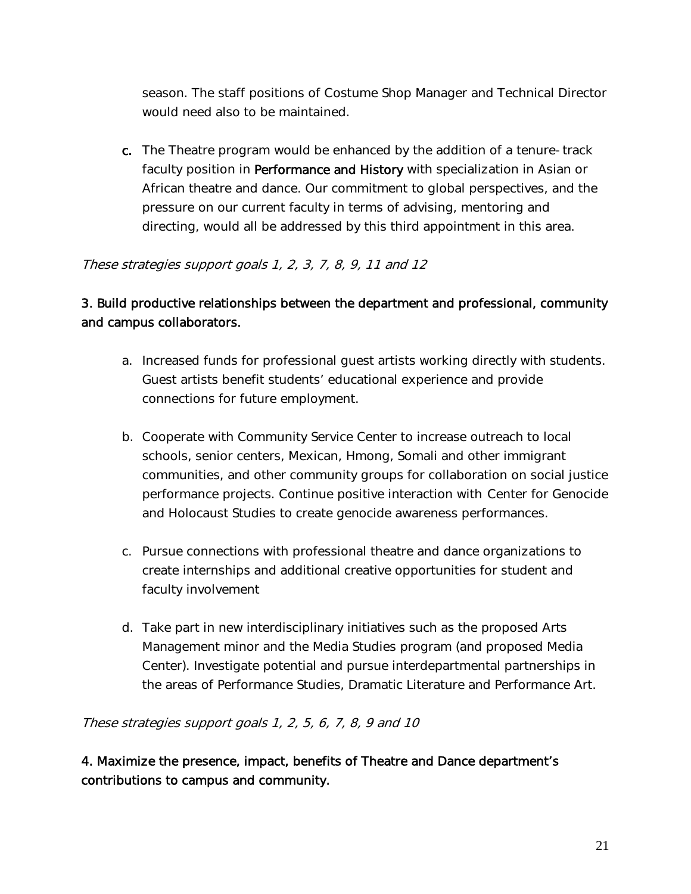season. The staff positions of Costume Shop Manager and Technical Director would need also to be maintained.

**c.** The Theatre program would be enhanced by the addition of a tenure-track faculty position in **Performance and History** with specialization in Asian or African theatre and dance. Our commitment to global perspectives, and the pressure on our current faculty in terms of advising, mentoring and directing, would all be addressed by this third appointment in this area.

*These strategies support goals 1, 2, 3, 7, 8, 9, 11 and 12*

**3. Build productive relationships between the department and professional, community and campus collaborators.**

a. Increased funds for professional guest artists working directly with students. Guest artists benefit students' educational experience and provide connections for future employment.

b. Cooperate with Community Service Center to increase outreach to local schools, senior centers, Mexican, Hmong, Somali and other immigrant communities, and other community groups for collaboration on social justice performance projects. Continue positive interaction with Center for Genocide and Holocaust Studies to create genocide awareness performances.

c. Pursue connections with professional theatre and dance organizations to create internships and additional creative opportunities for student and faculty involvement

d. Take part in new interdisciplinary initiatives such as the proposed Arts Management minor and the Media Studies program (and proposed Media Center). Investigate potential and pursue interdepartmental partnerships in the areas of Performance Studies, Dramatic Literature and Performance Art.

*These strategies support goals 1, 2, 5, 6, 7, 8, 9 and 10*

**4. Maximize the presence, impact, benefits of Theatre and Dance department's contributions to campus and community.**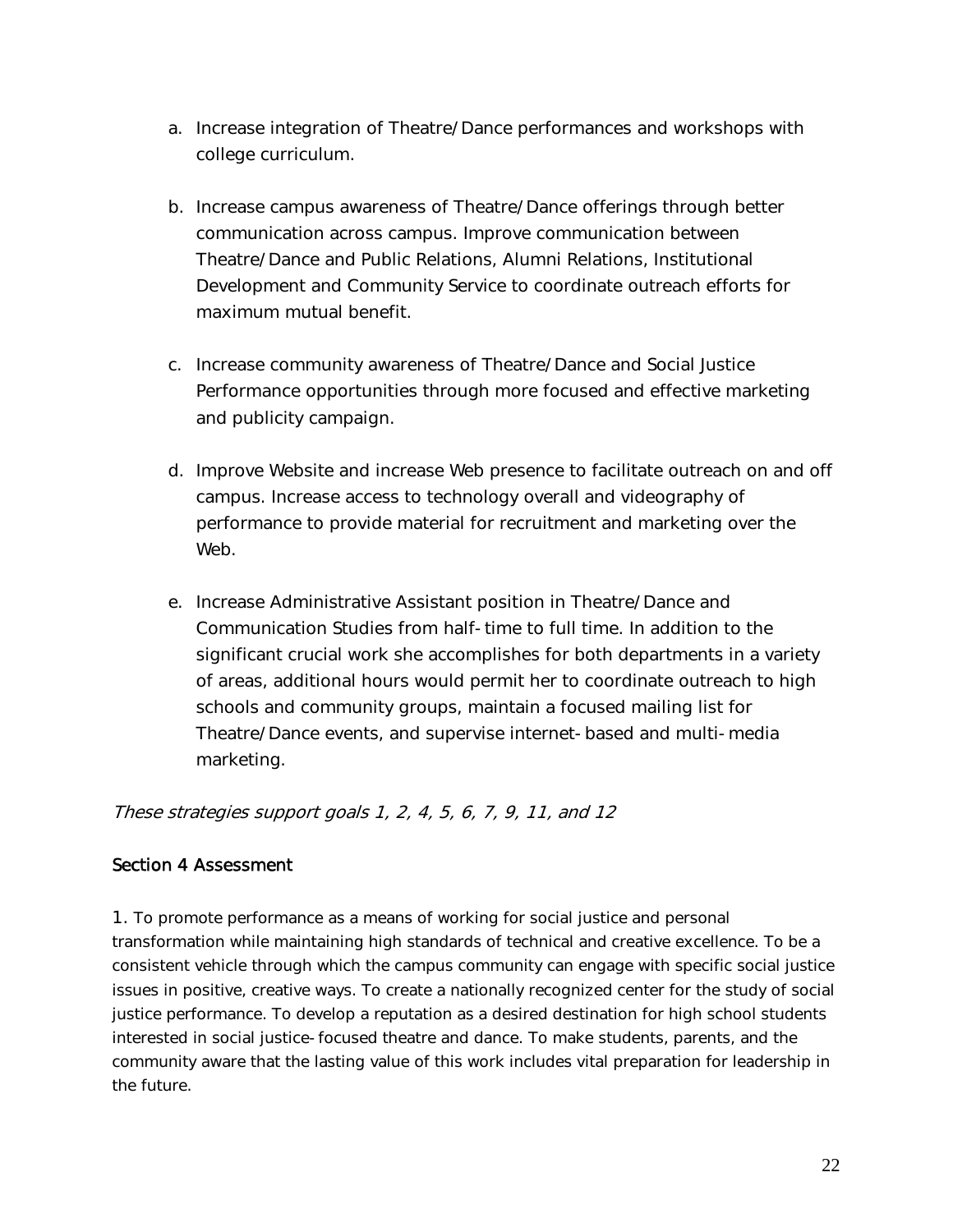a. Increase integration of Theatre/Dance performances and workshops with college curriculum.

b. Increase campus awareness of Theatre/Dance offerings through better communication across campus. Improve communication between Theatre/Dance and Public Relations, Alumni Relations, Institutional Development and Community Service to coordinate outreach efforts for maximum mutual benefit.

c. Increase community awareness of Theatre/Dance and Social Justice Performance opportunities through more focused and effective marketing and publicity campaign.

d. Improve Website and increase Web presence to facilitate outreach on and off campus. Increase access to technology overall and videography of performance to provide material for recruitment and marketing over the Web.

e. Increase Administrative Assistant position in Theatre/Dance and Communication Studies from half-time to full time. In addition to the significant crucial work she accomplishes for both departments in a variety of areas, additional hours would permit her to coordinate outreach to high schools and community groups, maintain a focused mailing list for Theatre/Dance events, and supervise internet-based and multi-media marketing.

*These strategies support goals 1, 2, 4, 5, 6, 7, 9, 11, and 12*

## Section 4 Assessment

1. To promote performance as a means of working for social justice and personal transformation while maintaining high standards of technical and creative excellence. To be a consistent vehicle through which the campus community can engage with specific social justice issues in positive, creative ways. To create a nationally recognized center for the study of social justice performance. To develop a reputation as a desired destination for high school students interested in social justice-focused theatre and dance. To make students, parents, and the community aware that the lasting value of this work includes vital preparation for leadership in the future.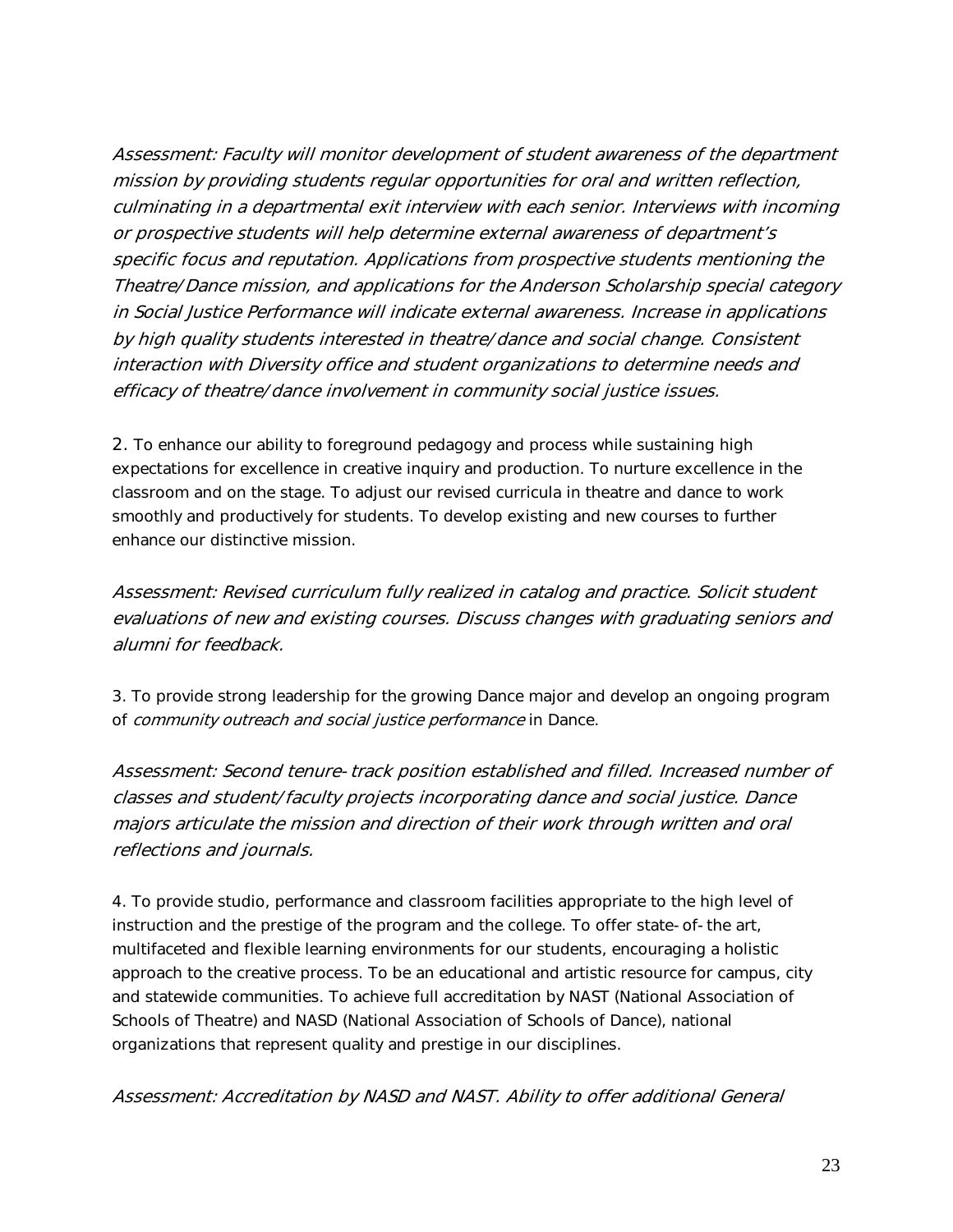*Assessment: Faculty will monitor development of student awareness of the department mission by providing students regular opportunities for oral and written reflection, culminating in a departmental exit interview with each senior. Interviews with incoming or prospective students will help determine external awareness of department's specific focus and reputation. Applications from prospective students mentioning the Theatre/Dance mission, and applications for the Anderson Scholarship special category in Social Justice Performance will indicate external awareness. Increase in applications by high quality students interested in theatre/dance and social change. Consistent interaction with Diversity office and student organizations to determine needs and efficacy of theatre/dance involvement in community social justice issues.*

2. To enhance our ability to foreground pedagogy and process while sustaining high expectations for excellence in creative inquiry and production. To nurture excellence in the classroom and on the stage. To adjust our revised curricula in theatre and dance to work smoothly and productively for students. To develop existing and new courses to further enhance our distinctive mission.

*Assessment: Revised curriculum fully realized in catalog and practice. Solicit student evaluations of new and existing courses. Discuss changes with graduating seniors and alumni for feedback.*

3. To provide strong leadership for the growing Dance major and develop an ongoing program of *community outreach and social justice performance* in Dance.

*Assessment: Second tenure-track position established and filled. Increased number of classes and student/faculty projects incorporating dance and social justice. Dance majors articulate the mission and direction of their work through written and oral reflections and journals.*

4. To provide studio, performance and classroom facilities appropriate to the high level of instruction and the prestige of the program and the college. To offer state-of-the art, multifaceted and flexible learning environments for our students, encouraging a holistic approach to the creative process. To be an educational and artistic resource for campus, city and statewide communities. To achieve full accreditation by NAST (National Association of Schools of Theatre) and NASD (National Association of Schools of Dance), national organizations that represent quality and prestige in our disciplines.

*Assessment: Accreditation by NASD and NAST. Ability to offer additional General*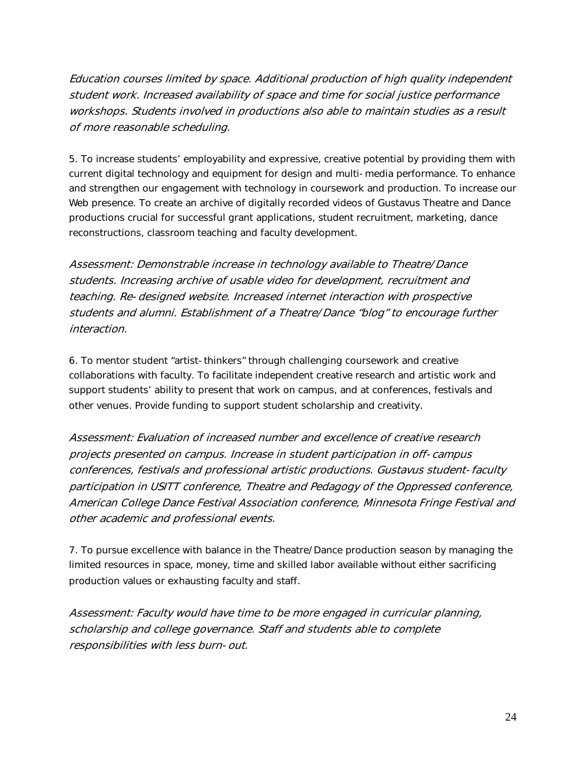*Education courses limited by space. Additional production of high quality independent student work. Increased availability of space and time for social justice performance workshops. Students involved in productions also able to maintain studies as a result of more reasonable scheduling.*

5. To increase students' employability and expressive, creative potential by providing them with current digital technology and equipment for design and multi-media performance. To enhance and strengthen our engagement with technology in coursework and production. To increase our Web presence. To create an archive of digitally recorded videos of Gustavus Theatre and Dance productions crucial for successful grant applications, student recruitment, marketing, dance reconstructions, classroom teaching and faculty development.

*Assessment: Demonstrable increase in technology available to Theatre/Dance students. Increasing archive of usable video for development, recruitment and teaching. Re-designed website. Increased internet interaction with prospective students and alumni. Establishment of a Theatre/Dance "blog" to encourage further interaction.*

6. To mentor student "artist-thinkers" through challenging coursework and creative collaborations with faculty. To facilitate independent creative research and artistic work and support students' ability to present that work on campus, and at conferences, festivals and other venues. Provide funding to support student scholarship and creativity.

*Assessment: Evaluation of increased number and excellence of creative research projects presented on campus. Increase in student participation in off-campus conferences, festivals and professional artistic productions. Gustavus student-faculty participation in USITT conference, Theatre and Pedagogy of the Oppressed conference, American College Dance Festival Association conference, Minnesota Fringe Festival and other academic and professional events.*

7. To pursue excellence with balance in the Theatre/Dance production season by managing the limited resources in space, money, time and skilled labor available without either sacrificing production values or exhausting faculty and staff.

*Assessment: Faculty would have time to be more engaged in curricular planning, scholarship and college governance. Staff and students able to complete responsibilities with less burn-out.*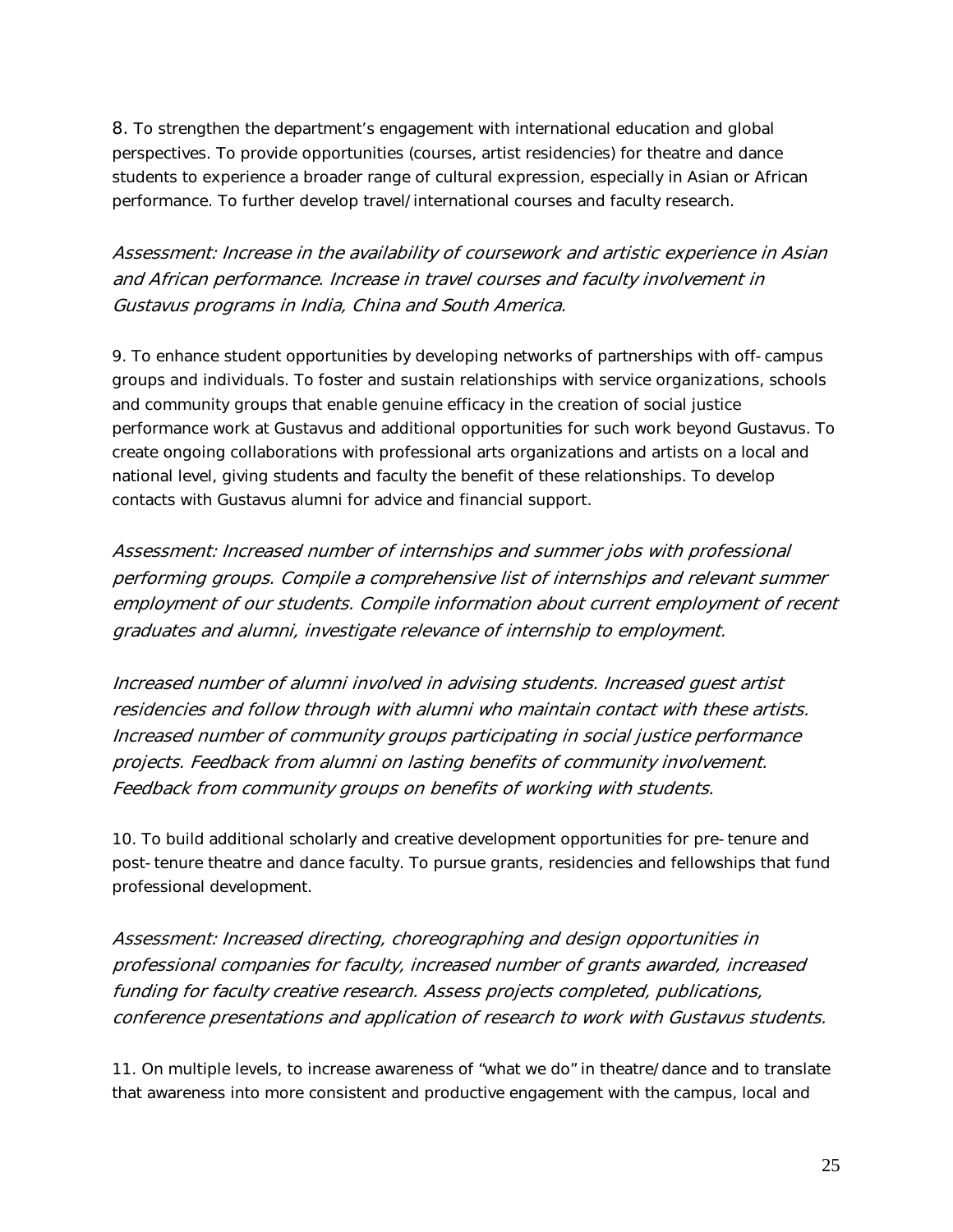8. To strengthen the department's engagement with international education and global perspectives. To provide opportunities (courses, artist residencies) for theatre and dance students to experience a broader range of cultural expression, especially in Asian or African performance. To further develop travel/international courses and faculty research.

*Assessment: Increase in the availability of coursework and artistic experience in Asian and African performance. Increase in travel courses and faculty involvement in Gustavus programs in India, China and South America.*

9. To enhance student opportunities by developing networks of partnerships with off-campus groups and individuals. To foster and sustain relationships with service organizations, schools and community groups that enable genuine efficacy in the creation of social justice performance work at Gustavus and additional opportunities for such work beyond Gustavus. To create ongoing collaborations with professional arts organizations and artists on a local and national level, giving students and faculty the benefit of these relationships. To develop contacts with Gustavus alumni for advice and financial support.

*Assessment: Increased number of internships and summer jobs with professional performing groups. Compile a comprehensive list of internships and relevant summer employment of our students. Compile information about current employment of recent graduates and alumni, investigate relevance of internship to employment.*

*Increased number of alumni involved in advising students. Increased guest artist residencies and follow through with alumni who maintain contact with these artists. Increased number of community groups participating in social justice performance projects. Feedback from alumni on lasting benefits of community involvement. Feedback from community groups on benefits of working with students.*

10. To build additional scholarly and creative development opportunities for pre-tenure and post-tenure theatre and dance faculty. To pursue grants, residencies and fellowships that fund professional development.

*Assessment: Increased directing, choreographing and design opportunities in professional companies for faculty, increased number of grants awarded, increased funding for faculty creative research. Assess projects completed, publications, conference presentations and application of research to work with Gustavus students.*

11. On multiple levels, to increase awareness of "what we do" in theatre/dance and to translate that awareness into more consistent and productive engagement with the campus, local and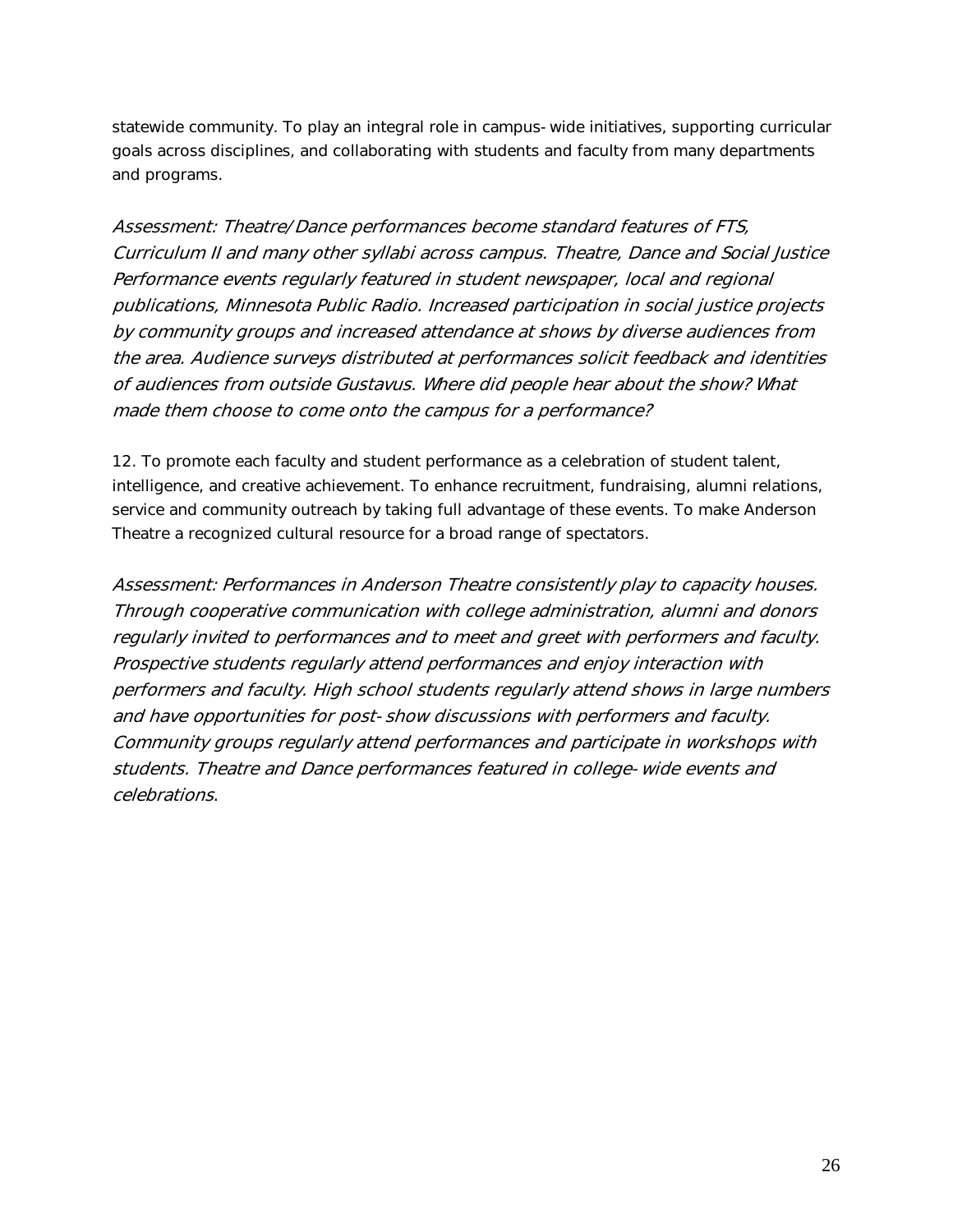statewide community. To play an integral role in campus-wide initiatives, supporting curricular goals across disciplines, and collaborating with students and faculty from many departments and programs.

*Assessment: Theatre/Dance performances become standard features of FTS, Curriculum II and many other syllabi across campus. Theatre, Dance and Social Justice Performance events regularly featured in student newspaper, local and regional publications, Minnesota Public Radio. Increased participation in social justice projects by community groups and increased attendance at shows by diverse audiences from the area. Audience surveys distributed at performances solicit feedback and identities of audiences from outside Gustavus. Where did people hear about the show? What made them choose to come onto the campus for a performance?*

12. To promote each faculty and student performance as a celebration of student talent, intelligence, and creative achievement. To enhance recruitment, fundraising, alumni relations, service and community outreach by taking full advantage of these events. To make Anderson Theatre a recognized cultural resource for a broad range of spectators.

*Assessment: Performances in Anderson Theatre consistently play to capacity houses. Through cooperative communication with college administration, alumni and donors regularly invited to performances and to meet and greet with performers and faculty. Prospective students regularly attend performances and enjoy interaction with performers and faculty. High school students regularly attend shows in large numbers and have opportunities for post-show discussions with performers and faculty. Community groups regularly attend performances and participate in workshops with students. Theatre and Dance performances featured in college-wide events and celebrations.*